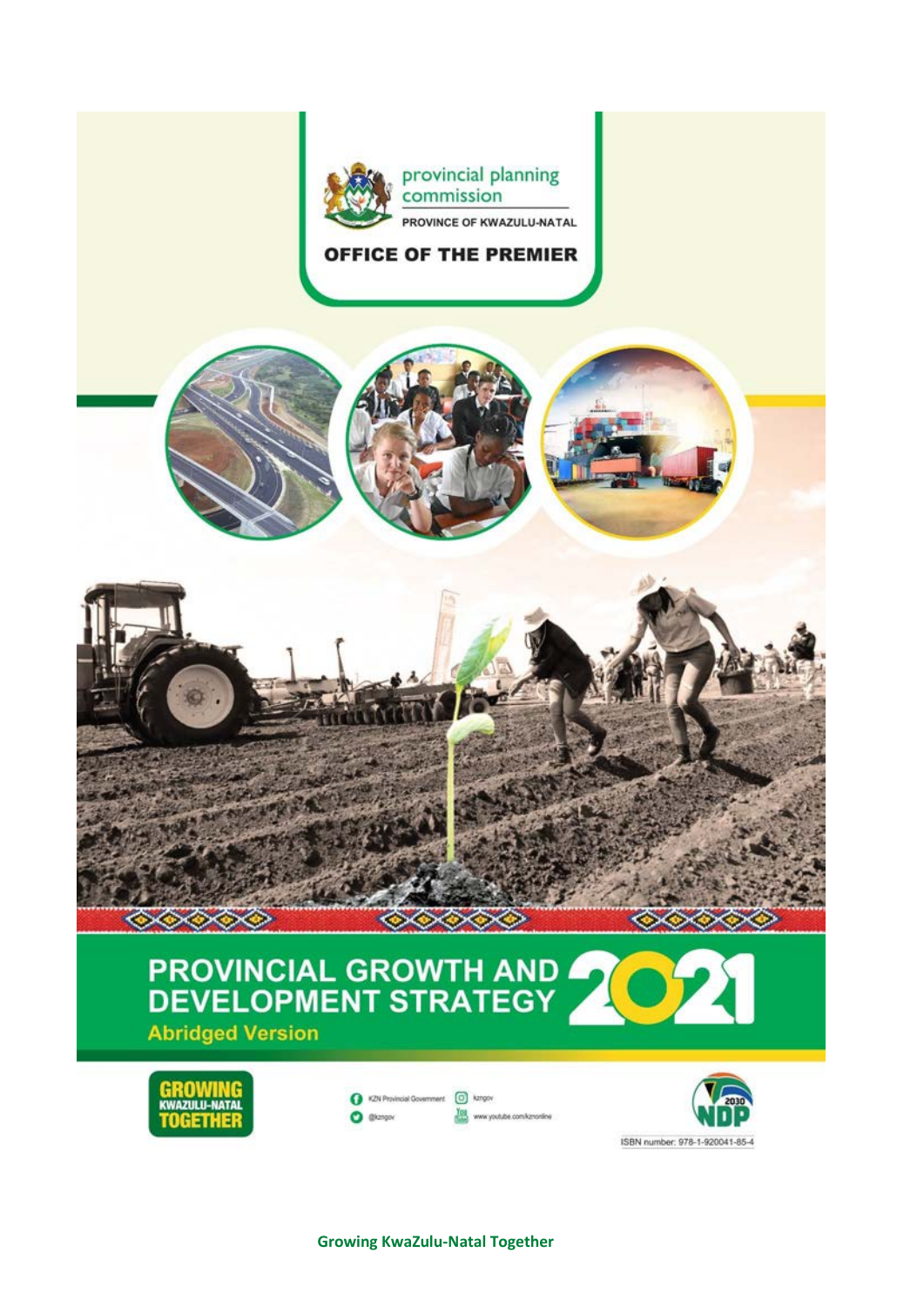provincial planning commission

PROVINCE OF KWAZULU-NATAL

**OFFICE OF THE PREMIER**

# PROVINCIAL GROWTH AND DEVELOPMENT STRATEGY 2021

**Abridged Version**

GROWING KWAZULU-NATAL TOGETHER

KZN Provincial Government | kzngov | @kzngov | www.youtube.com/kznonline

NDP 2030

ISBN number: 978-1-920041-85-4

**Growing KwaZulu-Natal Together**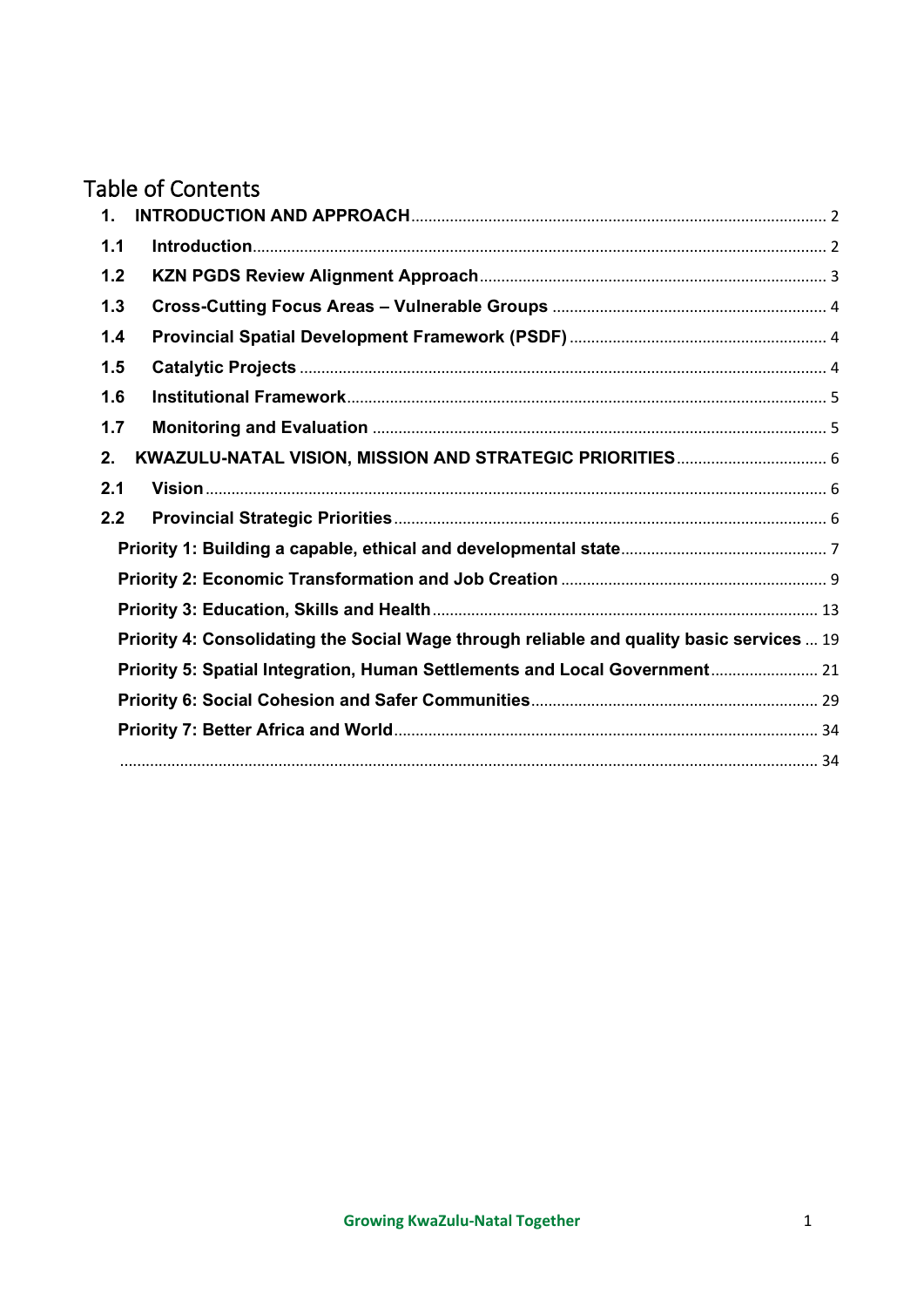# Table of Contents

1. INTRODUCTION AND APPROACH ..... 2
1.1 Introduction ..... 2
1.2 KZN PGDS Review Alignment Approach ..... 3
1.3 Cross-Cutting Focus Areas – Vulnerable Groups ..... 4
1.4 Provincial Spatial Development Framework (PSDF) ..... 4
1.5 Catalytic Projects ..... 4
1.6 Institutional Framework ..... 5
1.7 Monitoring and Evaluation ..... 5
2. KWAZULU-NATAL VISION, MISSION AND STRATEGIC PRIORITIES ..... 6
2.1 Vision ..... 6
2.2 Provincial Strategic Priorities ..... 6
Priority 1: Building a capable, ethical and developmental state ..... 7
Priority 2: Economic Transformation and Job Creation ..... 9
Priority 3: Education, Skills and Health ..... 13
Priority 4: Consolidating the Social Wage through reliable and quality basic services ..... 19
Priority 5: Spatial Integration, Human Settlements and Local Government ..... 21
Priority 6: Social Cohesion and Safer Communities ..... 29
Priority 7: Better Africa and World ..... 34
..... 34

Growing KwaZulu-Natal Together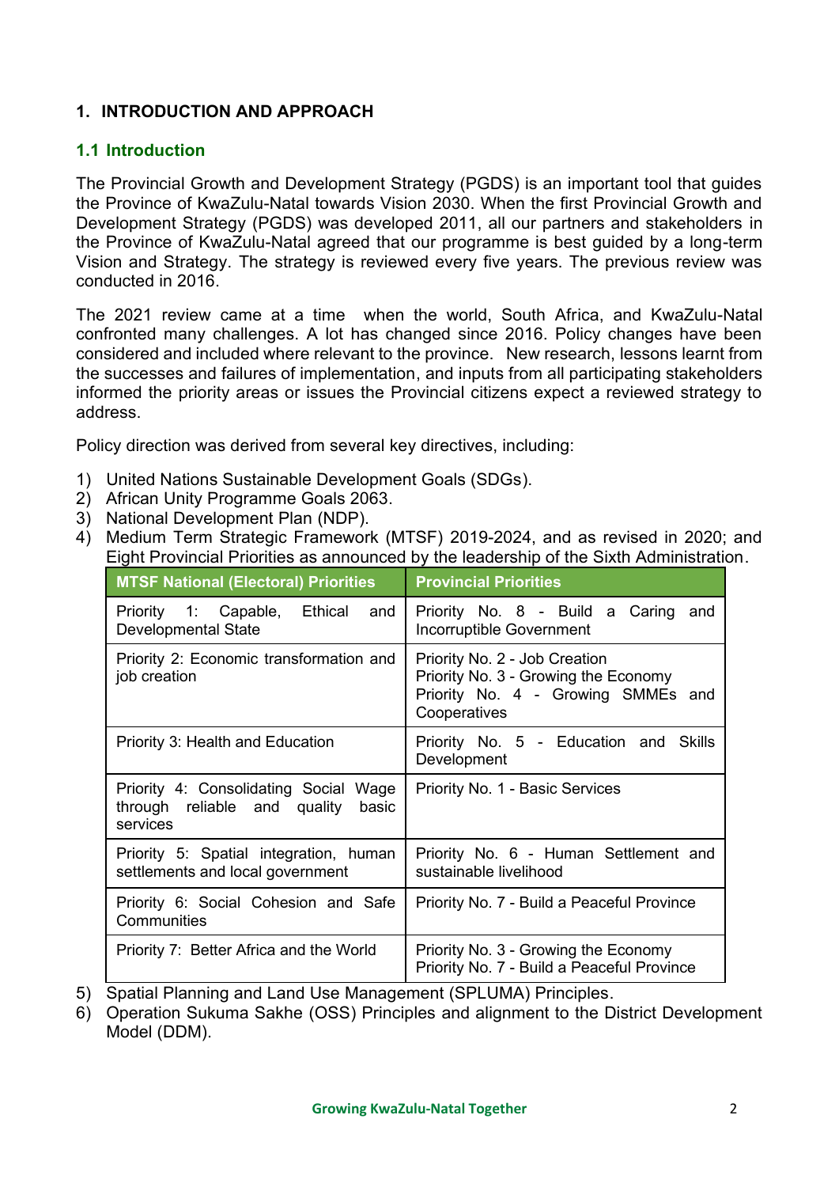# 1. INTRODUCTION AND APPROACH

## 1.1 Introduction

The Provincial Growth and Development Strategy (PGDS) is an important tool that guides the Province of KwaZulu-Natal towards Vision 2030. When the first Provincial Growth and Development Strategy (PGDS) was developed 2011, all our partners and stakeholders in the Province of KwaZulu-Natal agreed that our programme is best guided by a long-term Vision and Strategy. The strategy is reviewed every five years. The previous review was conducted in 2016.

The 2021 review came at a time when the world, South Africa, and KwaZulu-Natal confronted many challenges. A lot has changed since 2016. Policy changes have been considered and included where relevant to the province. New research, lessons learnt from the successes and failures of implementation, and inputs from all participating stakeholders informed the priority areas or issues the Provincial citizens expect a reviewed strategy to address.

Policy direction was derived from several key directives, including:

1) United Nations Sustainable Development Goals (SDGs).
2) African Unity Programme Goals 2063.
3) National Development Plan (NDP).
4) Medium Term Strategic Framework (MTSF) 2019-2024, and as revised in 2020; and Eight Provincial Priorities as announced by the leadership of the Sixth Administration.

| MTSF National (Electoral) Priorities | Provincial Priorities |
|---|---|
| Priority 1: Capable, Ethical and Developmental State | Priority No. 8 - Build a Caring and Incorruptible Government |
| Priority 2: Economic transformation and job creation | Priority No. 2 - Job Creation<br>Priority No. 3 - Growing the Economy<br>Priority No. 4 - Growing SMMEs and Cooperatives |
| Priority 3: Health and Education | Priority No. 5 - Education and Skills Development |
| Priority 4: Consolidating Social Wage through reliable and quality basic services | Priority No. 1 - Basic Services |
| Priority 5: Spatial integration, human settlements and local government | Priority No. 6 - Human Settlement and sustainable livelihood |
| Priority 6: Social Cohesion and Safe Communities | Priority No. 7 - Build a Peaceful Province |
| Priority 7: Better Africa and the World | Priority No. 3 - Growing the Economy<br>Priority No. 7 - Build a Peaceful Province |

5) Spatial Planning and Land Use Management (SPLUMA) Principles.
6) Operation Sukuma Sakhe (OSS) Principles and alignment to the District Development Model (DDM).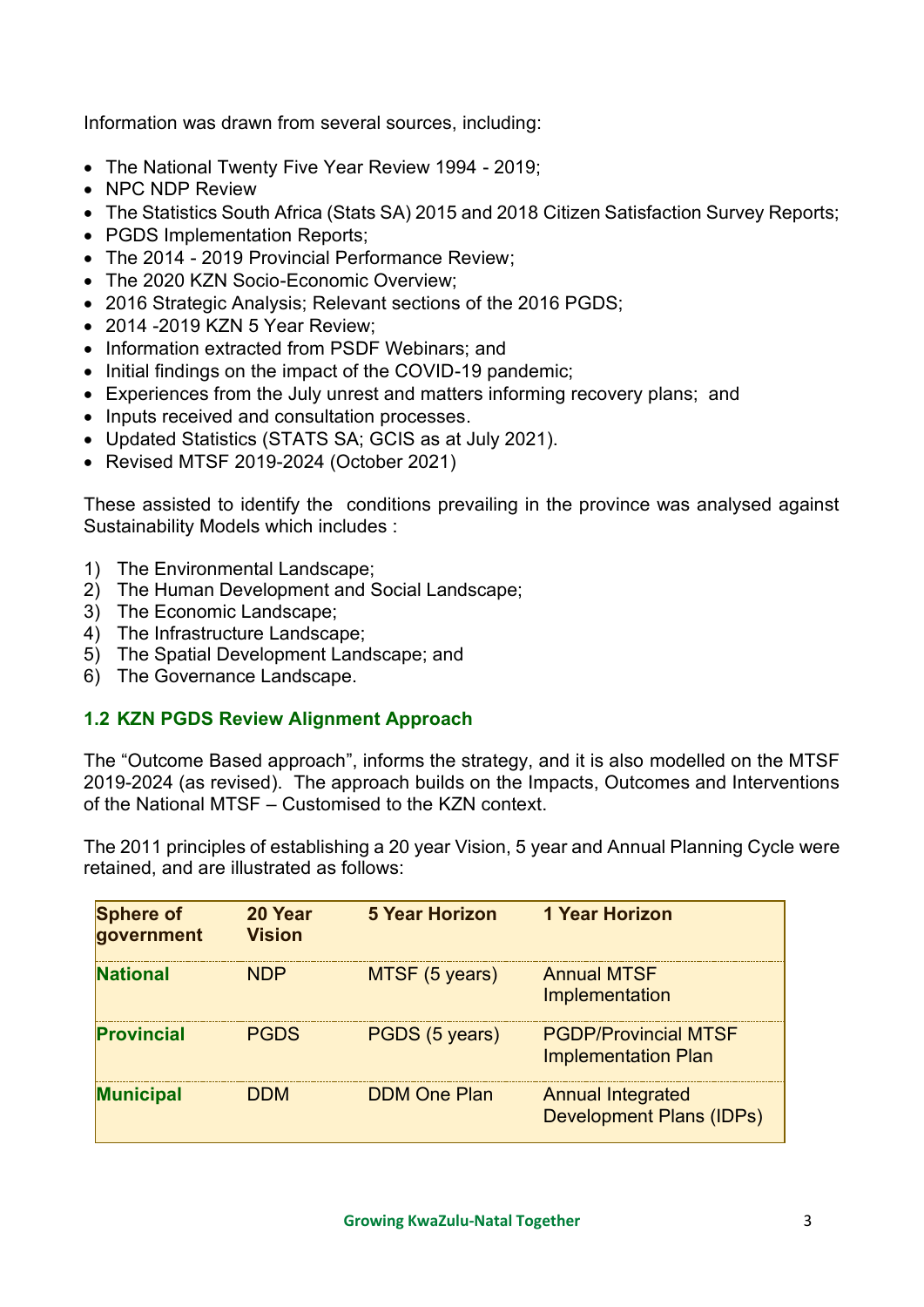Information was drawn from several sources, including:

- The National Twenty Five Year Review 1994 - 2019;
- NPC NDP Review
- The Statistics South Africa (Stats SA) 2015 and 2018 Citizen Satisfaction Survey Reports;
- PGDS Implementation Reports;
- The 2014 - 2019 Provincial Performance Review;
- The 2020 KZN Socio-Economic Overview;
- 2016 Strategic Analysis; Relevant sections of the 2016 PGDS;
- 2014 -2019 KZN 5 Year Review;
- Information extracted from PSDF Webinars; and
- Initial findings on the impact of the COVID-19 pandemic;
- Experiences from the July unrest and matters informing recovery plans; and
- Inputs received and consultation processes.
- Updated Statistics (STATS SA; GCIS as at July 2021).
- Revised MTSF 2019-2024 (October 2021)

These assisted to identify the conditions prevailing in the province was analysed against Sustainability Models which includes :

1) The Environmental Landscape;
2) The Human Development and Social Landscape;
3) The Economic Landscape;
4) The Infrastructure Landscape;
5) The Spatial Development Landscape; and
6) The Governance Landscape.

## 1.2 KZN PGDS Review Alignment Approach

The "Outcome Based approach", informs the strategy, and it is also modelled on the MTSF 2019-2024 (as revised). The approach builds on the Impacts, Outcomes and Interventions of the National MTSF – Customised to the KZN context.

The 2011 principles of establishing a 20 year Vision, 5 year and Annual Planning Cycle were retained, and are illustrated as follows:

| Sphere of government | 20 Year Vision | 5 Year Horizon | 1 Year Horizon |
|---|---|---|---|
| **National** | NDP | MTSF (5 years) | Annual MTSF Implementation |
| **Provincial** | PGDS | PGDS (5 years) | PGDP/Provincial MTSF Implementation Plan |
| **Municipal** | DDM | DDM One Plan | Annual Integrated Development Plans (IDPs) |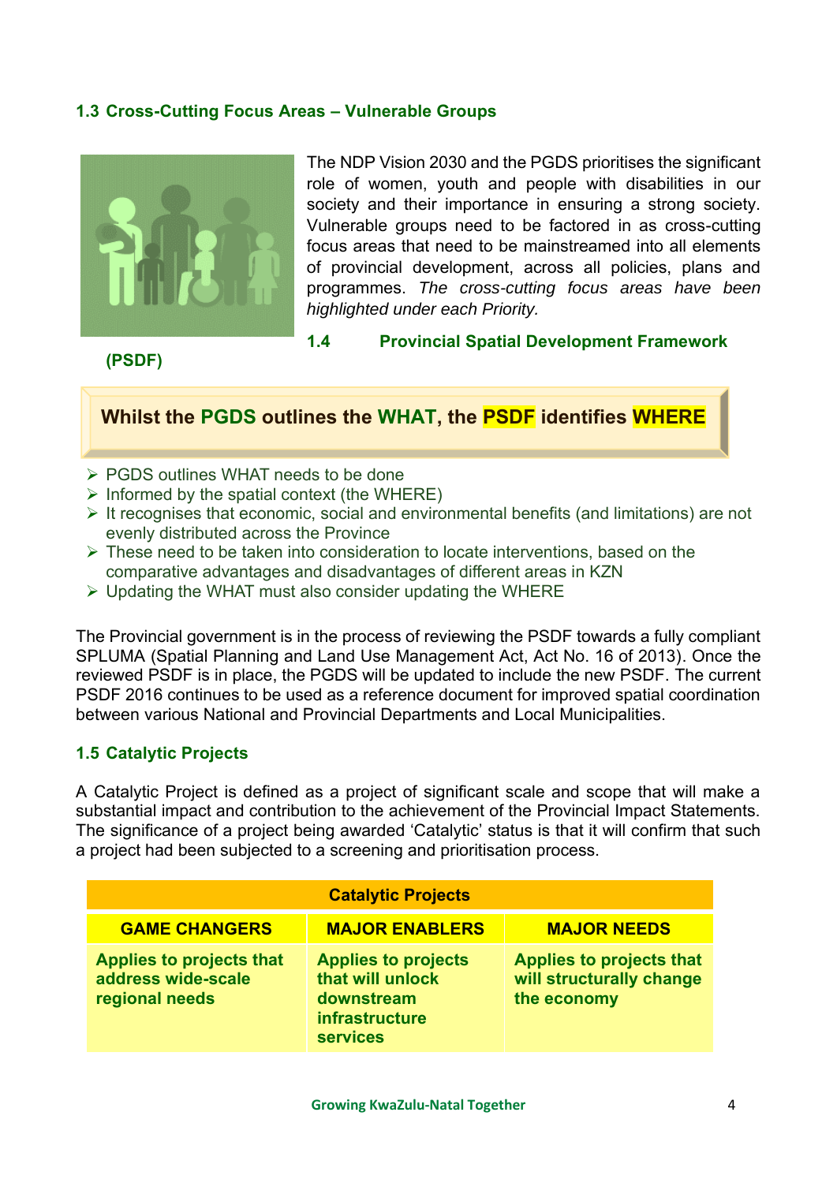## 1.3 Cross-Cutting Focus Areas – Vulnerable Groups

The NDP Vision 2030 and the PGDS prioritises the significant role of women, youth and people with disabilities in our society and their importance in ensuring a strong society. Vulnerable groups need to be factored in as cross-cutting focus areas that need to be mainstreamed into all elements of provincial development, across all policies, plans and programmes. *The cross-cutting focus areas have been highlighted under each Priority.*

## 1.4 Provincial Spatial Development Framework (PSDF)

**Whilst the PGDS outlines the WHAT, the PSDF identifies WHERE**

- PGDS outlines WHAT needs to be done
- Informed by the spatial context (the WHERE)
- It recognises that economic, social and environmental benefits (and limitations) are not evenly distributed across the Province
- These need to be taken into consideration to locate interventions, based on the comparative advantages and disadvantages of different areas in KZN
- Updating the WHAT must also consider updating the WHERE

The Provincial government is in the process of reviewing the PSDF towards a fully compliant SPLUMA (Spatial Planning and Land Use Management Act, Act No. 16 of 2013). Once the reviewed PSDF is in place, the PGDS will be updated to include the new PSDF. The current PSDF 2016 continues to be used as a reference document for improved spatial coordination between various National and Provincial Departments and Local Municipalities.

## 1.5 Catalytic Projects

A Catalytic Project is defined as a project of significant scale and scope that will make a substantial impact and contribution to the achievement of the Provincial Impact Statements. The significance of a project being awarded 'Catalytic' status is that it will confirm that such a project had been subjected to a screening and prioritisation process.

| Catalytic Projects | | |
|---|---|---|
| **GAME CHANGERS** | **MAJOR ENABLERS** | **MAJOR NEEDS** |
| **Applies to projects that address wide-scale regional needs** | **Applies to projects that will unlock downstream infrastructure services** | **Applies to projects that will structurally change the economy** |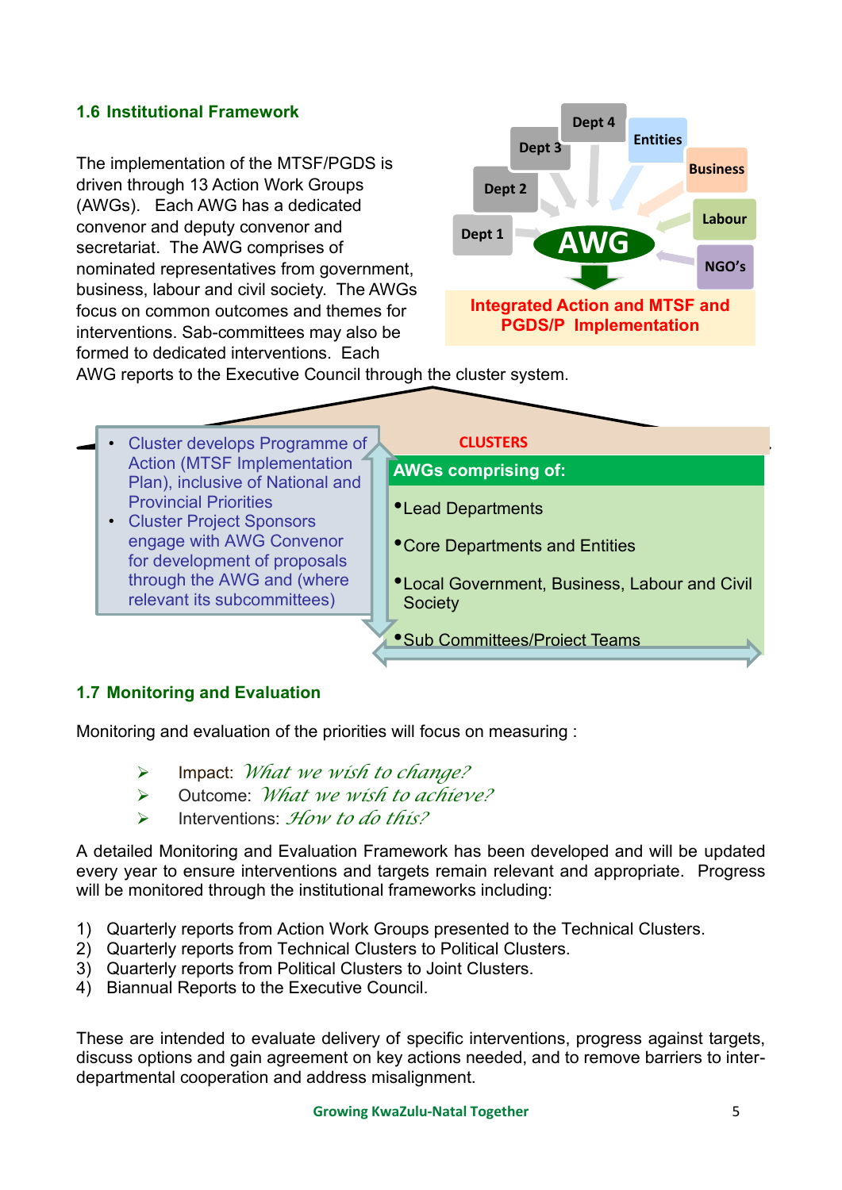## 1.6 Institutional Framework

The implementation of the MTSF/PGDS is driven through 13 Action Work Groups (AWGs). Each AWG has a dedicated convenor and deputy convenor and secretariat. The AWG comprises of nominated representatives from government, business, labour and civil society. The AWGs focus on common outcomes and themes for interventions. Sab-committees may also be formed to dedicated interventions. Each AWG reports to the Executive Council through the cluster system.

Dept 4, Dept 3, Dept 2, Dept 1, Entities, Business, Labour, NGO's → AWG

**Integrated Action and MTSF and PGDS/P Implementation**

- Cluster develops Programme of Action (MTSF Implementation Plan), inclusive of National and Provincial Priorities
- Cluster Project Sponsors engage with AWG Convenor for development of proposals through the AWG and (where relevant its subcommittees)

**CLUSTERS**

**AWGs comprising of:**

- Lead Departments
- Core Departments and Entities
- Local Government, Business, Labour and Civil Society
- Sub Committees/Project Teams

## 1.7 Monitoring and Evaluation

Monitoring and evaluation of the priorities will focus on measuring :

- Impact: *What we wish to change?*
- Outcome: *What we wish to achieve?*
- Interventions: *How to do this?*

A detailed Monitoring and Evaluation Framework has been developed and will be updated every year to ensure interventions and targets remain relevant and appropriate. Progress will be monitored through the institutional frameworks including:

1) Quarterly reports from Action Work Groups presented to the Technical Clusters.
2) Quarterly reports from Technical Clusters to Political Clusters.
3) Quarterly reports from Political Clusters to Joint Clusters.
4) Biannual Reports to the Executive Council.

These are intended to evaluate delivery of specific interventions, progress against targets, discuss options and gain agreement on key actions needed, and to remove barriers to inter-departmental cooperation and address misalignment.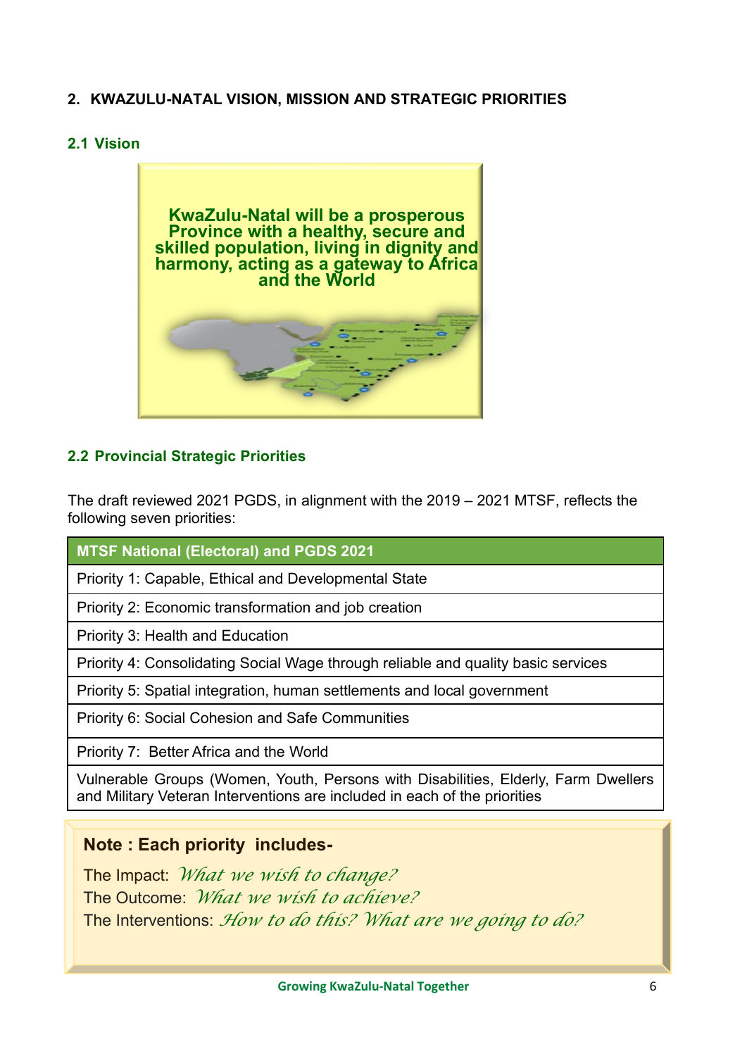## 2. KWAZULU-NATAL VISION, MISSION AND STRATEGIC PRIORITIES

### 2.1 Vision

**KwaZulu-Natal will be a prosperous Province with a healthy, secure and skilled population, living in dignity and harmony, acting as a gateway to Africa and the World**

### 2.2 Provincial Strategic Priorities

The draft reviewed 2021 PGDS, in alignment with the 2019 – 2021 MTSF, reflects the following seven priorities:

| MTSF National (Electoral) and PGDS 2021 |
|---|
| Priority 1: Capable, Ethical and Developmental State |
| Priority 2: Economic transformation and job creation |
| Priority 3: Health and Education |
| Priority 4: Consolidating Social Wage through reliable and quality basic services |
| Priority 5: Spatial integration, human settlements and local government |
| Priority 6: Social Cohesion and Safe Communities |
| Priority 7: Better Africa and the World |
| Vulnerable Groups (Women, Youth, Persons with Disabilities, Elderly, Farm Dwellers and Military Veteran Interventions are included in each of the priorities |

**Note : Each priority includes-**

The Impact: *What we wish to change?*
The Outcome: *What we wish to achieve?*
The Interventions: *How to do this? What are we going to do?*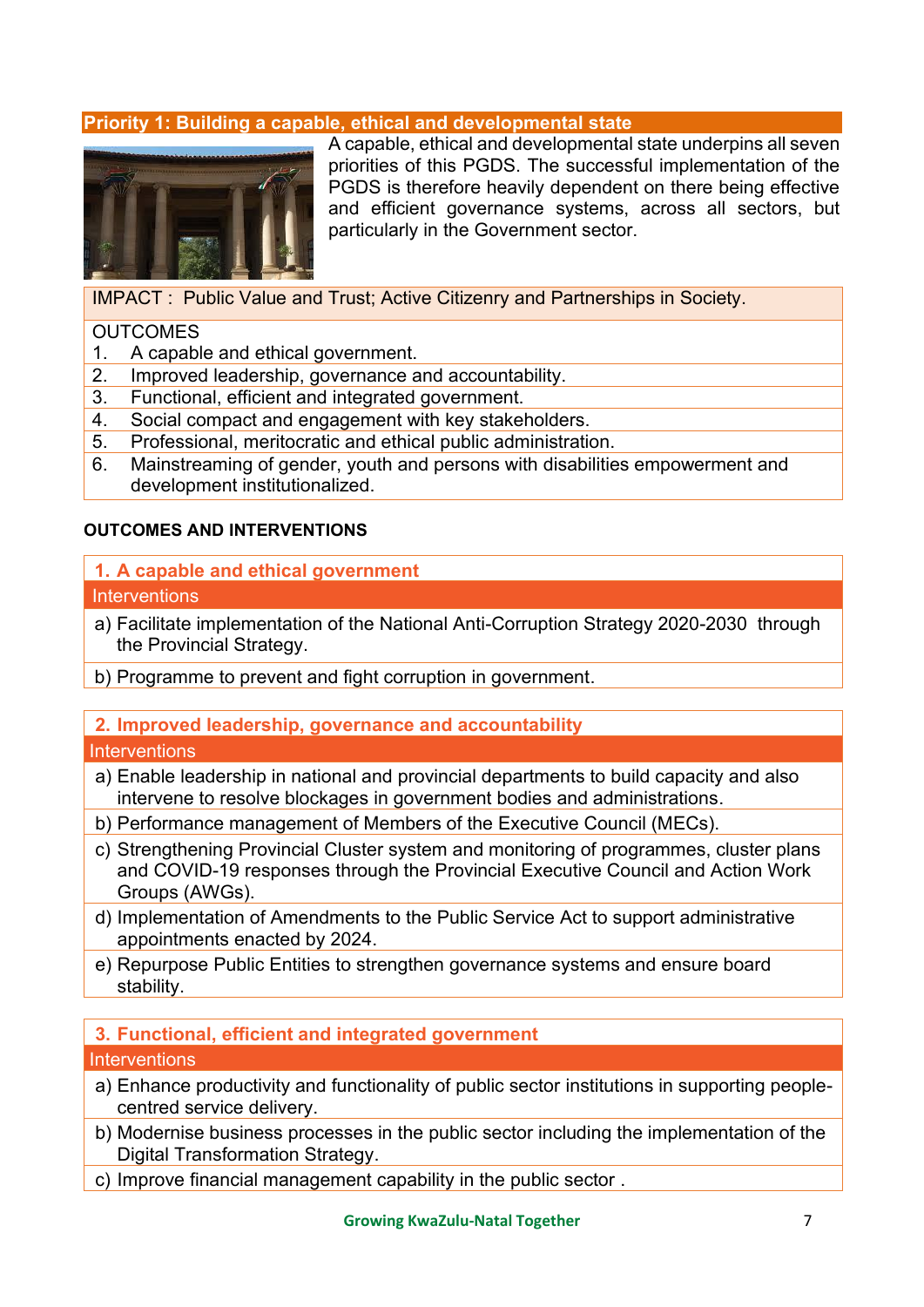## Priority 1: Building a capable, ethical and developmental state

A capable, ethical and developmental state underpins all seven priorities of this PGDS. The successful implementation of the PGDS is therefore heavily dependent on there being effective and efficient governance systems, across all sectors, but particularly in the Government sector.

IMPACT : Public Value and Trust; Active Citizenry and Partnerships in Society.

OUTCOMES

1. A capable and ethical government.
2. Improved leadership, governance and accountability.
3. Functional, efficient and integrated government.
4. Social compact and engagement with key stakeholders.
5. Professional, meritocratic and ethical public administration.
6. Mainstreaming of gender, youth and persons with disabilities empowerment and development institutionalized.

**OUTCOMES AND INTERVENTIONS**

### 1. A capable and ethical government

Interventions

a) Facilitate implementation of the National Anti-Corruption Strategy 2020-2030 through the Provincial Strategy.

b) Programme to prevent and fight corruption in government.

### 2. Improved leadership, governance and accountability

Interventions

a) Enable leadership in national and provincial departments to build capacity and also intervene to resolve blockages in government bodies and administrations.

b) Performance management of Members of the Executive Council (MECs).

c) Strengthening Provincial Cluster system and monitoring of programmes, cluster plans and COVID-19 responses through the Provincial Executive Council and Action Work Groups (AWGs).

d) Implementation of Amendments to the Public Service Act to support administrative appointments enacted by 2024.

e) Repurpose Public Entities to strengthen governance systems and ensure board stability.

### 3. Functional, efficient and integrated government

Interventions

a) Enhance productivity and functionality of public sector institutions in supporting people-centred service delivery.

b) Modernise business processes in the public sector including the implementation of the Digital Transformation Strategy.

c) Improve financial management capability in the public sector .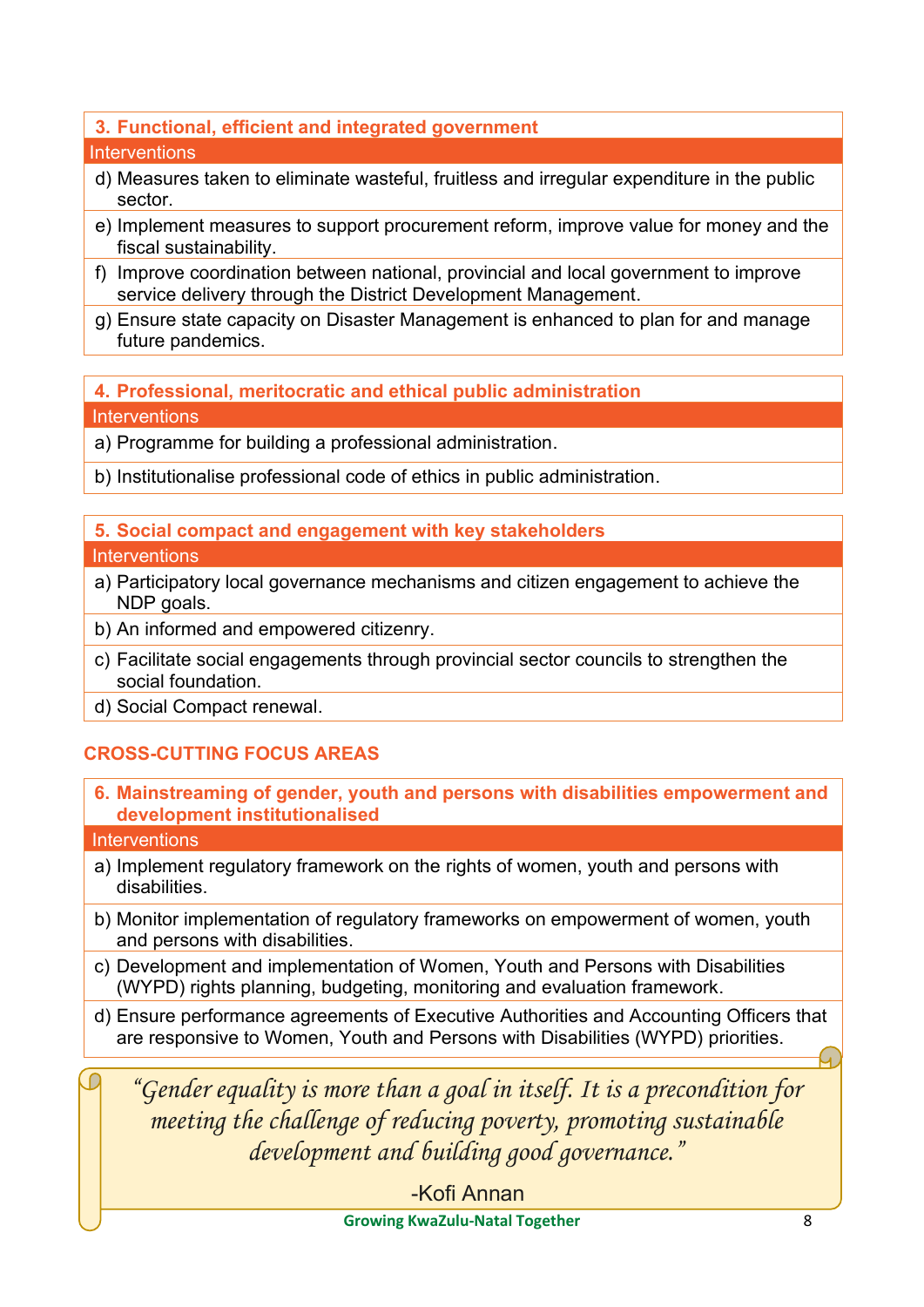| 3. Functional, efficient and integrated government |
|---|
| Interventions |
| d) Measures taken to eliminate wasteful, fruitless and irregular expenditure in the public sector. |
| e) Implement measures to support procurement reform, improve value for money and the fiscal sustainability. |
| f) Improve coordination between national, provincial and local government to improve service delivery through the District Development Management. |
| g) Ensure state capacity on Disaster Management is enhanced to plan for and manage future pandemics. |

| 4. Professional, meritocratic and ethical public administration |
|---|
| Interventions |
| a) Programme for building a professional administration. |
| b) Institutionalise professional code of ethics in public administration. |

| 5. Social compact and engagement with key stakeholders |
|---|
| Interventions |
| a) Participatory local governance mechanisms and citizen engagement to achieve the NDP goals. |
| b) An informed and empowered citizenry. |
| c) Facilitate social engagements through provincial sector councils to strengthen the social foundation. |
| d) Social Compact renewal. |

## CROSS-CUTTING FOCUS AREAS

| 6. Mainstreaming of gender, youth and persons with disabilities empowerment and development institutionalised |
|---|
| Interventions |
| a) Implement regulatory framework on the rights of women, youth and persons with disabilities. |
| b) Monitor implementation of regulatory frameworks on empowerment of women, youth and persons with disabilities. |
| c) Development and implementation of Women, Youth and Persons with Disabilities (WYPD) rights planning, budgeting, monitoring and evaluation framework. |
| d) Ensure performance agreements of Executive Authorities and Accounting Officers that are responsive to Women, Youth and Persons with Disabilities (WYPD) priorities. |

> *"Gender equality is more than a goal in itself. It is a precondition for meeting the challenge of reducing poverty, promoting sustainable development and building good governance."*
>
> -Kofi Annan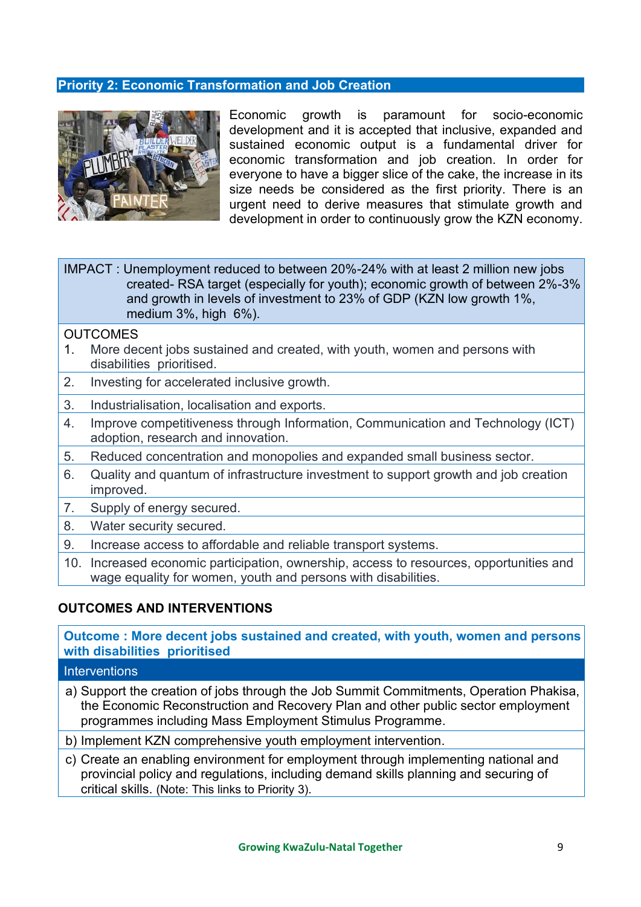## Priority 2: Economic Transformation and Job Creation

Economic growth is paramount for socio-economic development and it is accepted that inclusive, expanded and sustained economic output is a fundamental driver for economic transformation and job creation. In order for everyone to have a bigger slice of the cake, the increase in its size needs be considered as the first priority. There is an urgent need to derive measures that stimulate growth and development in order to continuously grow the KZN economy.

| IMPACT : Unemployment reduced to between 20%-24% with at least 2 million new jobs created- RSA target (especially for youth); economic growth of between 2%-3% and growth in levels of investment to 23% of GDP (KZN low growth 1%, medium 3%, high 6%). |
|---|
| OUTCOMES<br>1. More decent jobs sustained and created, with youth, women and persons with disabilities prioritised. |
| 2. Investing for accelerated inclusive growth. |
| 3. Industrialisation, localisation and exports. |
| 4. Improve competitiveness through Information, Communication and Technology (ICT) adoption, research and innovation. |
| 5. Reduced concentration and monopolies and expanded small business sector. |
| 6. Quality and quantum of infrastructure investment to support growth and job creation improved. |
| 7. Supply of energy secured. |
| 8. Water security secured. |
| 9. Increase access to affordable and reliable transport systems. |
| 10. Increased economic participation, ownership, access to resources, opportunities and wage equality for women, youth and persons with disabilities. |

### OUTCOMES AND INTERVENTIONS

| Outcome : More decent jobs sustained and created, with youth, women and persons with disabilities prioritised |
|---|
| Interventions |
| a) Support the creation of jobs through the Job Summit Commitments, Operation Phakisa, the Economic Reconstruction and Recovery Plan and other public sector employment programmes including Mass Employment Stimulus Programme. |
| b) Implement KZN comprehensive youth employment intervention. |
| c) Create an enabling environment for employment through implementing national and provincial policy and regulations, including demand skills planning and securing of critical skills. (Note: This links to Priority 3). |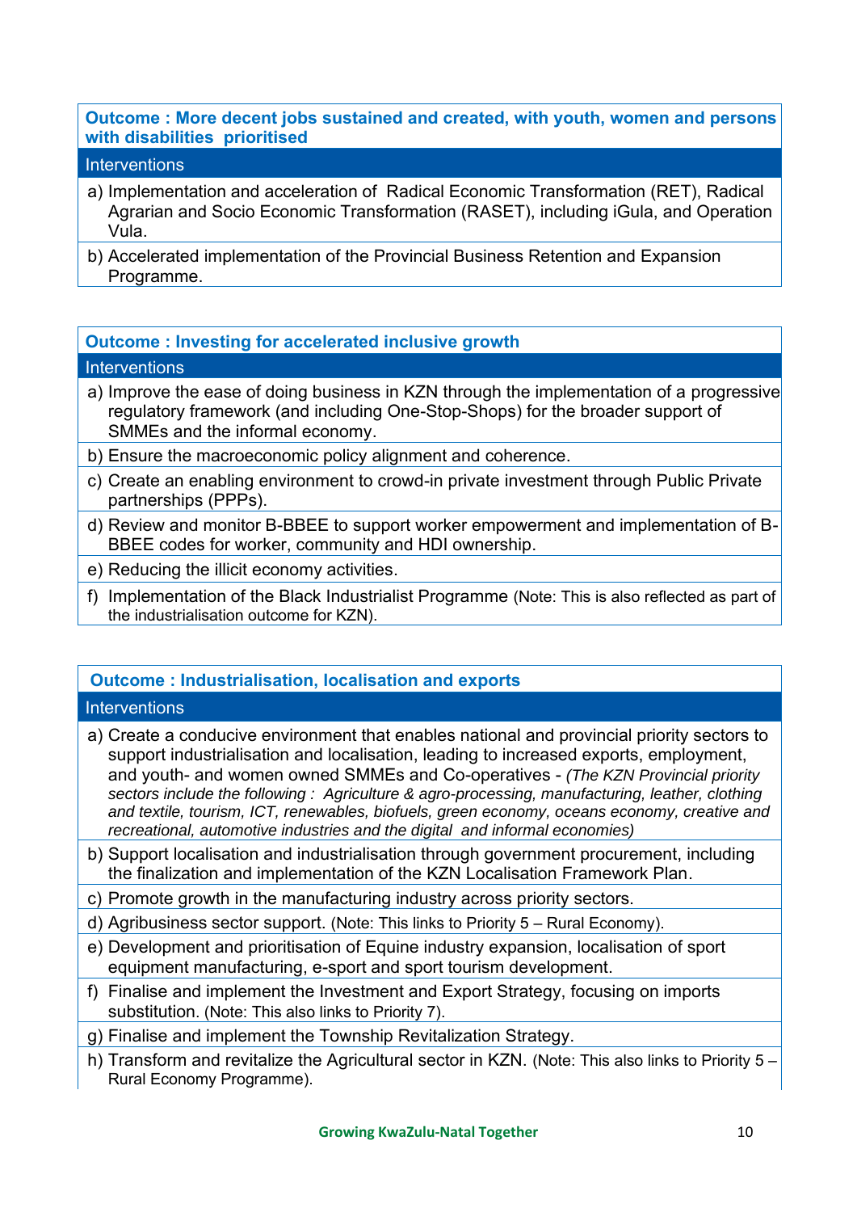| Outcome : More decent jobs sustained and created, with youth, women and persons with disabilities prioritised |
| --- |
| Interventions |
| a) Implementation and acceleration of Radical Economic Transformation (RET), Radical Agrarian and Socio Economic Transformation (RASET), including iGula, and Operation Vula. |
| b) Accelerated implementation of the Provincial Business Retention and Expansion Programme. |

| Outcome : Investing for accelerated inclusive growth |
| --- |
| Interventions |
| a) Improve the ease of doing business in KZN through the implementation of a progressive regulatory framework (and including One-Stop-Shops) for the broader support of SMMEs and the informal economy. |
| b) Ensure the macroeconomic policy alignment and coherence. |
| c) Create an enabling environment to crowd-in private investment through Public Private partnerships (PPPs). |
| d) Review and monitor B-BBEE to support worker empowerment and implementation of B-BBEE codes for worker, community and HDI ownership. |
| e) Reducing the illicit economy activities. |
| f) Implementation of the Black Industrialist Programme (Note: This is also reflected as part of the industrialisation outcome for KZN). |

| Outcome : Industrialisation, localisation and exports |
| --- |
| Interventions |
| a) Create a conducive environment that enables national and provincial priority sectors to support industrialisation and localisation, leading to increased exports, employment, and youth- and women owned SMMEs and Co-operatives - *(The KZN Provincial priority sectors include the following : Agriculture & agro-processing, manufacturing, leather, clothing and textile, tourism, ICT, renewables, biofuels, green economy, oceans economy, creative and recreational, automotive industries and the digital and informal economies)* |
| b) Support localisation and industrialisation through government procurement, including the finalization and implementation of the KZN Localisation Framework Plan. |
| c) Promote growth in the manufacturing industry across priority sectors. |
| d) Agribusiness sector support. (Note: This links to Priority 5 – Rural Economy). |
| e) Development and prioritisation of Equine industry expansion, localisation of sport equipment manufacturing, e-sport and sport tourism development. |
| f) Finalise and implement the Investment and Export Strategy, focusing on imports substitution. (Note: This also links to Priority 7). |
| g) Finalise and implement the Township Revitalization Strategy. |
| h) Transform and revitalize the Agricultural sector in KZN. (Note: This also links to Priority 5 – Rural Economy Programme). |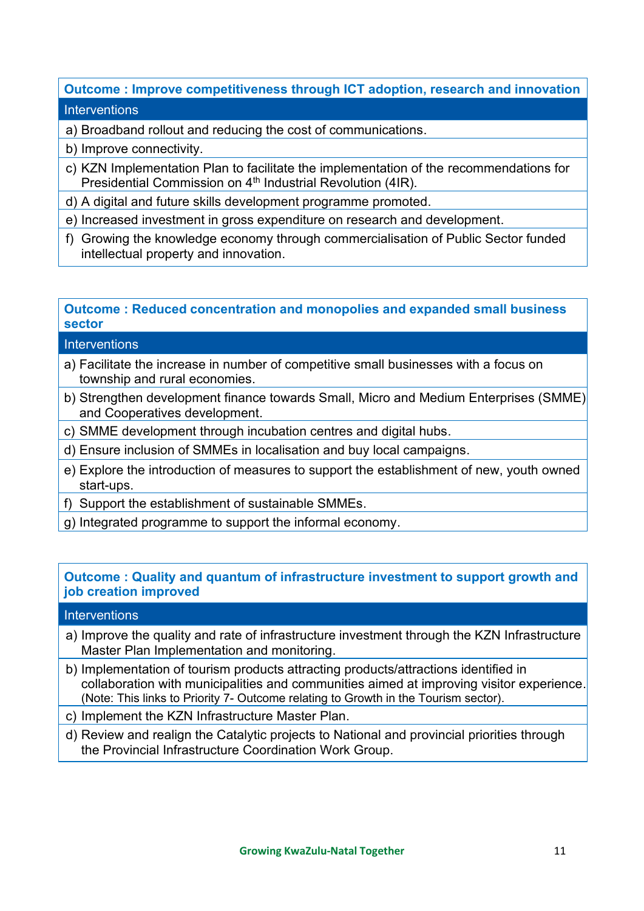| Outcome : Improve competitiveness through ICT adoption, research and innovation |
|---|
| Interventions |
| a) Broadband rollout and reducing the cost of communications. |
| b) Improve connectivity. |
| c) KZN Implementation Plan to facilitate the implementation of the recommendations for Presidential Commission on 4th Industrial Revolution (4IR). |
| d) A digital and future skills development programme promoted. |
| e) Increased investment in gross expenditure on research and development. |
| f) Growing the knowledge economy through commercialisation of Public Sector funded intellectual property and innovation. |

| Outcome : Reduced concentration and monopolies and expanded small business sector |
|---|
| Interventions |
| a) Facilitate the increase in number of competitive small businesses with a focus on township and rural economies. |
| b) Strengthen development finance towards Small, Micro and Medium Enterprises (SMME) and Cooperatives development. |
| c) SMME development through incubation centres and digital hubs. |
| d) Ensure inclusion of SMMEs in localisation and buy local campaigns. |
| e) Explore the introduction of measures to support the establishment of new, youth owned start-ups. |
| f) Support the establishment of sustainable SMMEs. |
| g) Integrated programme to support the informal economy. |

| Outcome : Quality and quantum of infrastructure investment to support growth and job creation improved |
|---|
| Interventions |
| a) Improve the quality and rate of infrastructure investment through the KZN Infrastructure Master Plan Implementation and monitoring. |
| b) Implementation of tourism products attracting products/attractions identified in collaboration with municipalities and communities aimed at improving visitor experience. (Note: This links to Priority 7- Outcome relating to Growth in the Tourism sector). |
| c) Implement the KZN Infrastructure Master Plan. |
| d) Review and realign the Catalytic projects to National and provincial priorities through the Provincial Infrastructure Coordination Work Group. |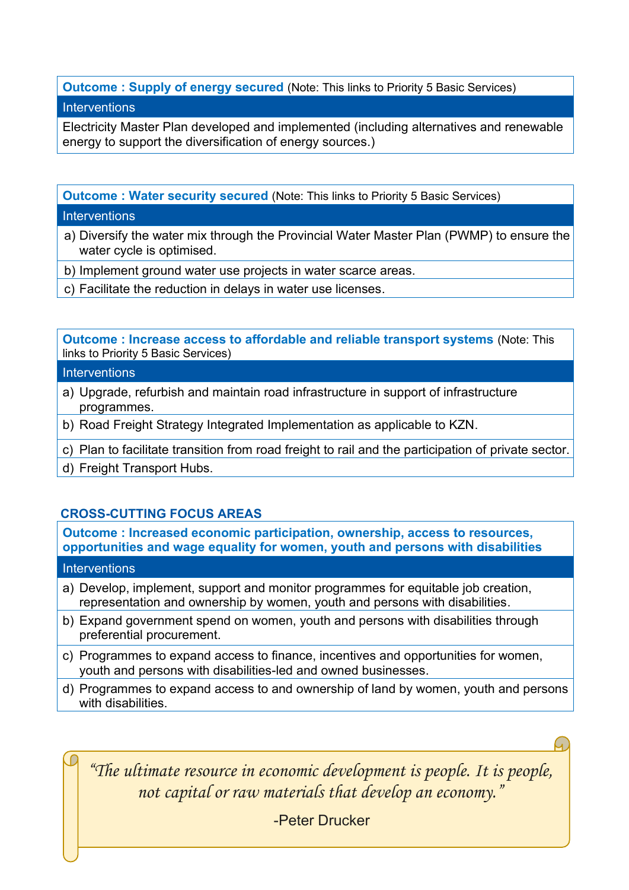**Outcome : Supply of energy secured** (Note: This links to Priority 5 Basic Services)

| Interventions |
|---|
| Electricity Master Plan developed and implemented (including alternatives and renewable energy to support the diversification of energy sources.) |

**Outcome : Water security secured** (Note: This links to Priority 5 Basic Services)

| Interventions |
|---|
| a) Diversify the water mix through the Provincial Water Master Plan (PWMP) to ensure the water cycle is optimised. |
| b) Implement ground water use projects in water scarce areas. |
| c) Facilitate the reduction in delays in water use licenses. |

**Outcome : Increase access to affordable and reliable transport systems** (Note: This links to Priority 5 Basic Services)

| Interventions |
|---|
| a) Upgrade, refurbish and maintain road infrastructure in support of infrastructure programmes. |
| b) Road Freight Strategy Integrated Implementation as applicable to KZN. |
| c) Plan to facilitate transition from road freight to rail and the participation of private sector. |
| d) Freight Transport Hubs. |

## CROSS-CUTTING FOCUS AREAS

**Outcome : Increased economic participation, ownership, access to resources, opportunities and wage equality for women, youth and persons with disabilities**

| Interventions |
|---|
| a) Develop, implement, support and monitor programmes for equitable job creation, representation and ownership by women, youth and persons with disabilities. |
| b) Expand government spend on women, youth and persons with disabilities through preferential procurement. |
| c) Programmes to expand access to finance, incentives and opportunities for women, youth and persons with disabilities-led and owned businesses. |
| d) Programmes to expand access to and ownership of land by women, youth and persons with disabilities. |

*"The ultimate resource in economic development is people. It is people, not capital or raw materials that develop an economy."*

-Peter Drucker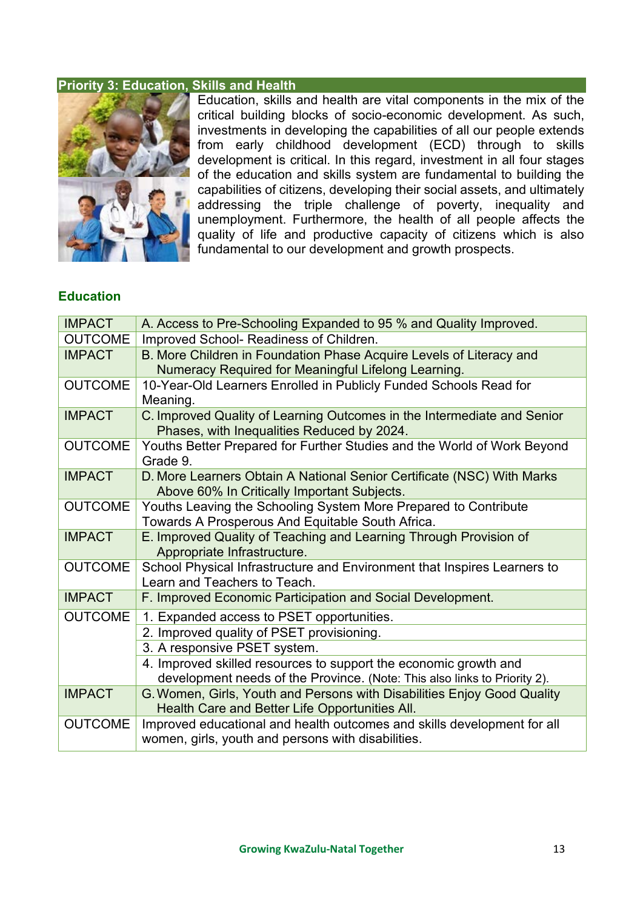## Priority 3: Education, Skills and Health

Education, skills and health are vital components in the mix of the critical building blocks of socio-economic development. As such, investments in developing the capabilities of all our people extends from early childhood development (ECD) through to skills development is critical. In this regard, investment in all four stages of the education and skills system are fundamental to building the capabilities of citizens, developing their social assets, and ultimately addressing the triple challenge of poverty, inequality and unemployment. Furthermore, the health of all people affects the quality of life and productive capacity of citizens which is also fundamental to our development and growth prospects.

### Education

| | |
|---|---|
| IMPACT | A. Access to Pre-Schooling Expanded to 95 % and Quality Improved. |
| OUTCOME | Improved School- Readiness of Children. |
| IMPACT | B. More Children in Foundation Phase Acquire Levels of Literacy and Numeracy Required for Meaningful Lifelong Learning. |
| OUTCOME | 10-Year-Old Learners Enrolled in Publicly Funded Schools Read for Meaning. |
| IMPACT | C. Improved Quality of Learning Outcomes in the Intermediate and Senior Phases, with Inequalities Reduced by 2024. |
| OUTCOME | Youths Better Prepared for Further Studies and the World of Work Beyond Grade 9. |
| IMPACT | D. More Learners Obtain A National Senior Certificate (NSC) With Marks Above 60% In Critically Important Subjects. |
| OUTCOME | Youths Leaving the Schooling System More Prepared to Contribute Towards A Prosperous And Equitable South Africa. |
| IMPACT | E. Improved Quality of Teaching and Learning Through Provision of Appropriate Infrastructure. |
| OUTCOME | School Physical Infrastructure and Environment that Inspires Learners to Learn and Teachers to Teach. |
| IMPACT | F. Improved Economic Participation and Social Development. |
| OUTCOME | 1. Expanded access to PSET opportunities. |
| | 2. Improved quality of PSET provisioning. |
| | 3. A responsive PSET system. |
| | 4. Improved skilled resources to support the economic growth and development needs of the Province. (Note: This also links to Priority 2). |
| IMPACT | G. Women, Girls, Youth and Persons with Disabilities Enjoy Good Quality Health Care and Better Life Opportunities All. |
| OUTCOME | Improved educational and health outcomes and skills development for all women, girls, youth and persons with disabilities. |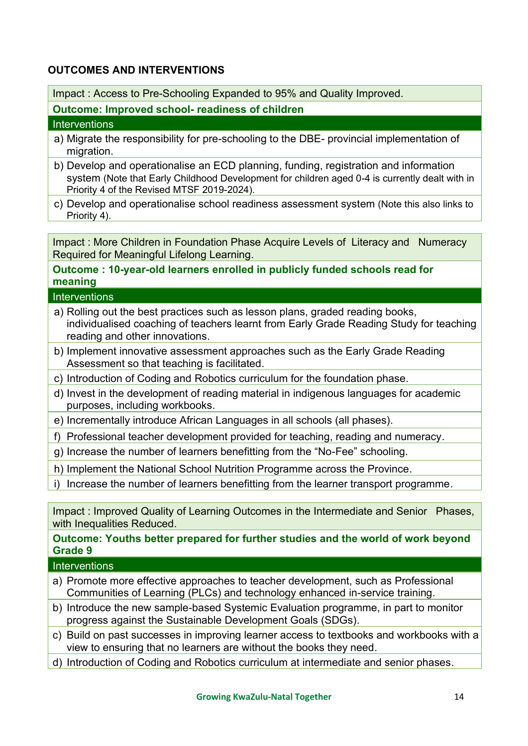## OUTCOMES AND INTERVENTIONS

| Impact : Access to Pre-Schooling Expanded to 95% and Quality Improved. |
|---|
| **Outcome: Improved school- readiness of children** |
| Interventions |
| a) Migrate the responsibility for pre-schooling to the DBE- provincial implementation of migration. |
| b) Develop and operationalise an ECD planning, funding, registration and information system (Note that Early Childhood Development for children aged 0-4 is currently dealt with in Priority 4 of the Revised MTSF 2019-2024). |
| c) Develop and operationalise school readiness assessment system (Note this also links to Priority 4). |

| Impact : More Children in Foundation Phase Acquire Levels of Literacy and Numeracy Required for Meaningful Lifelong Learning. |
|---|
| **Outcome : 10-year-old learners enrolled in publicly funded schools read for meaning** |
| Interventions |
| a) Rolling out the best practices such as lesson plans, graded reading books, individualised coaching of teachers learnt from Early Grade Reading Study for teaching reading and other innovations. |
| b) Implement innovative assessment approaches such as the Early Grade Reading Assessment so that teaching is facilitated. |
| c) Introduction of Coding and Robotics curriculum for the foundation phase. |
| d) Invest in the development of reading material in indigenous languages for academic purposes, including workbooks. |
| e) Incrementally introduce African Languages in all schools (all phases). |
| f) Professional teacher development provided for teaching, reading and numeracy. |
| g) Increase the number of learners benefitting from the "No-Fee" schooling. |
| h) Implement the National School Nutrition Programme across the Province. |
| i) Increase the number of learners benefitting from the learner transport programme. |

| Impact : Improved Quality of Learning Outcomes in the Intermediate and Senior Phases, with Inequalities Reduced. |
|---|
| **Outcome: Youths better prepared for further studies and the world of work beyond Grade 9** |
| Interventions |
| a) Promote more effective approaches to teacher development, such as Professional Communities of Learning (PLCs) and technology enhanced in-service training. |
| b) Introduce the new sample-based Systemic Evaluation programme, in part to monitor progress against the Sustainable Development Goals (SDGs). |
| c) Build on past successes in improving learner access to textbooks and workbooks with a view to ensuring that no learners are without the books they need. |
| d) Introduction of Coding and Robotics curriculum at intermediate and senior phases. |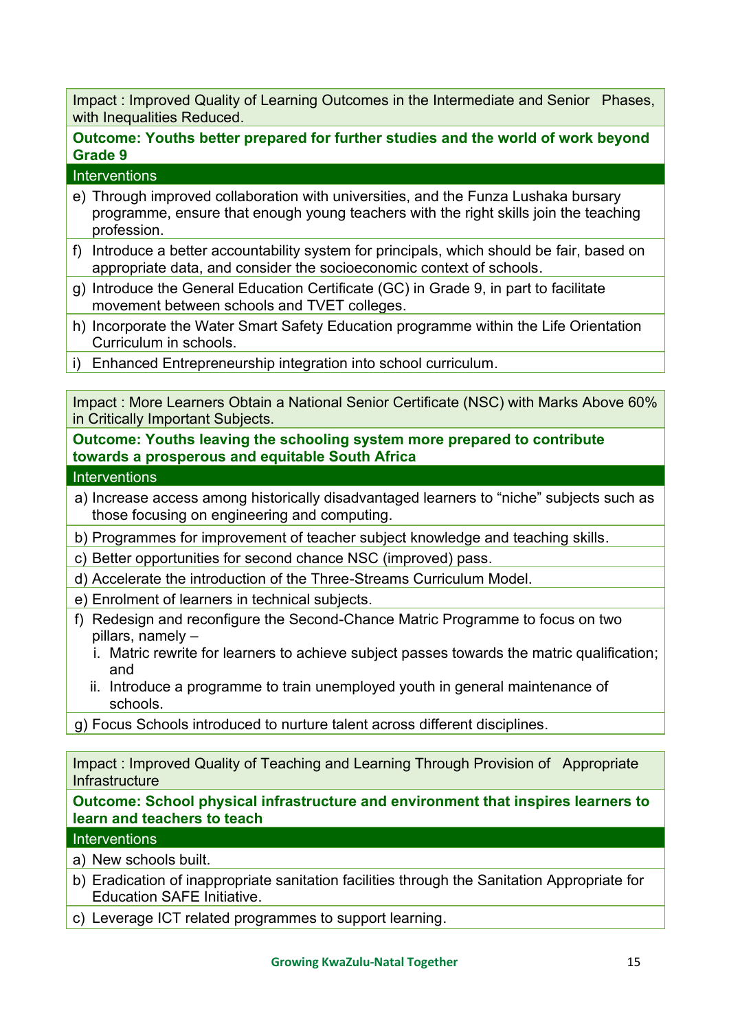Impact : Improved Quality of Learning Outcomes in the Intermediate and Senior Phases, with Inequalities Reduced.

**Outcome: Youths better prepared for further studies and the world of work beyond Grade 9**

**Interventions**

e) Through improved collaboration with universities, and the Funza Lushaka bursary programme, ensure that enough young teachers with the right skills join the teaching profession.

f) Introduce a better accountability system for principals, which should be fair, based on appropriate data, and consider the socioeconomic context of schools.

g) Introduce the General Education Certificate (GC) in Grade 9, in part to facilitate movement between schools and TVET colleges.

h) Incorporate the Water Smart Safety Education programme within the Life Orientation Curriculum in schools.

i) Enhanced Entrepreneurship integration into school curriculum.

Impact : More Learners Obtain a National Senior Certificate (NSC) with Marks Above 60% in Critically Important Subjects.

**Outcome: Youths leaving the schooling system more prepared to contribute towards a prosperous and equitable South Africa**

**Interventions**

a) Increase access among historically disadvantaged learners to "niche" subjects such as those focusing on engineering and computing.

b) Programmes for improvement of teacher subject knowledge and teaching skills.

c) Better opportunities for second chance NSC (improved) pass.

d) Accelerate the introduction of the Three-Streams Curriculum Model.

e) Enrolment of learners in technical subjects.

f) Redesign and reconfigure the Second-Chance Matric Programme to focus on two pillars, namely –
   i. Matric rewrite for learners to achieve subject passes towards the matric qualification; and
   ii. Introduce a programme to train unemployed youth in general maintenance of schools.

g) Focus Schools introduced to nurture talent across different disciplines.

Impact : Improved Quality of Teaching and Learning Through Provision of Appropriate Infrastructure

**Outcome: School physical infrastructure and environment that inspires learners to learn and teachers to teach**

**Interventions**

a) New schools built.

b) Eradication of inappropriate sanitation facilities through the Sanitation Appropriate for Education SAFE Initiative.

c) Leverage ICT related programmes to support learning.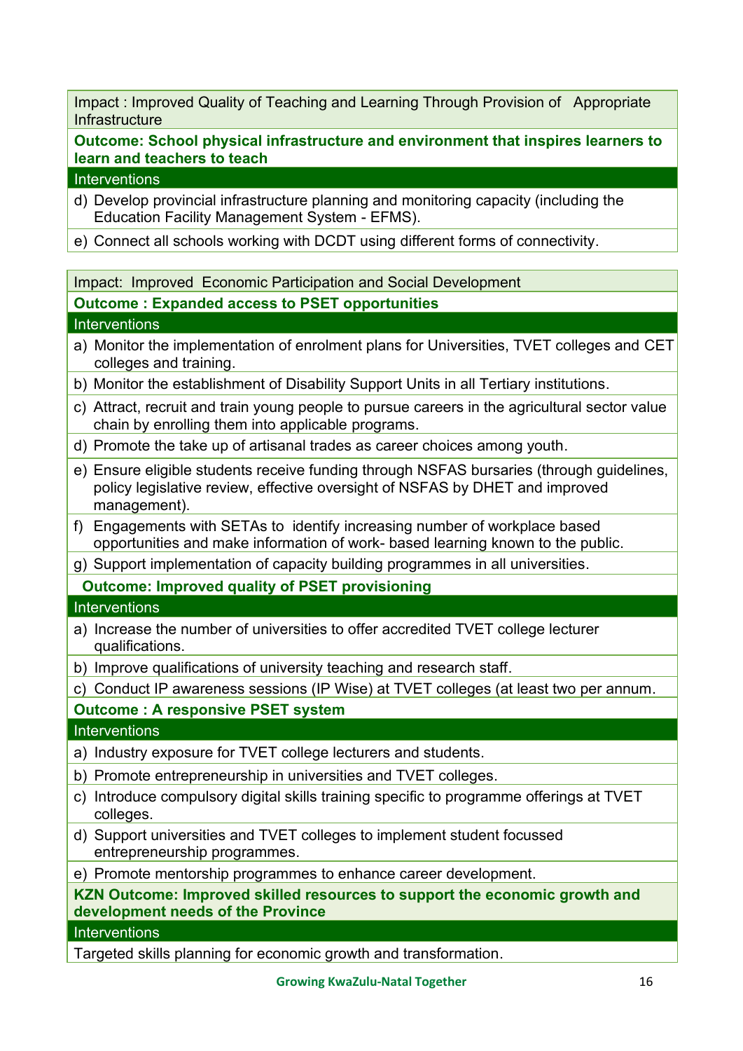| Impact : Improved Quality of Teaching and Learning Through Provision of Appropriate Infrastructure |
|---|
| **Outcome: School physical infrastructure and environment that inspires learners to learn and teachers to teach** |
| Interventions |
| d) Develop provincial infrastructure planning and monitoring capacity (including the Education Facility Management System - EFMS). |
| e) Connect all schools working with DCDT using different forms of connectivity. |

| Impact: Improved Economic Participation and Social Development |
|---|
| **Outcome : Expanded access to PSET opportunities** |
| Interventions |
| a) Monitor the implementation of enrolment plans for Universities, TVET colleges and CET colleges and training. |
| b) Monitor the establishment of Disability Support Units in all Tertiary institutions. |
| c) Attract, recruit and train young people to pursue careers in the agricultural sector value chain by enrolling them into applicable programs. |
| d) Promote the take up of artisanal trades as career choices among youth. |
| e) Ensure eligible students receive funding through NSFAS bursaries (through guidelines, policy legislative review, effective oversight of NSFAS by DHET and improved management). |
| f) Engagements with SETAs to identify increasing number of workplace based opportunities and make information of work- based learning known to the public. |
| g) Support implementation of capacity building programmes in all universities. |
| **Outcome: Improved quality of PSET provisioning** |
| Interventions |
| a) Increase the number of universities to offer accredited TVET college lecturer qualifications. |
| b) Improve qualifications of university teaching and research staff. |
| c) Conduct IP awareness sessions (IP Wise) at TVET colleges (at least two per annum. |
| **Outcome : A responsive PSET system** |
| Interventions |
| a) Industry exposure for TVET college lecturers and students. |
| b) Promote entrepreneurship in universities and TVET colleges. |
| c) Introduce compulsory digital skills training specific to programme offerings at TVET colleges. |
| d) Support universities and TVET colleges to implement student focussed entrepreneurship programmes. |
| e) Promote mentorship programmes to enhance career development. |
| **KZN Outcome: Improved skilled resources to support the economic growth and development needs of the Province** |
| Interventions |
| Targeted skills planning for economic growth and transformation. |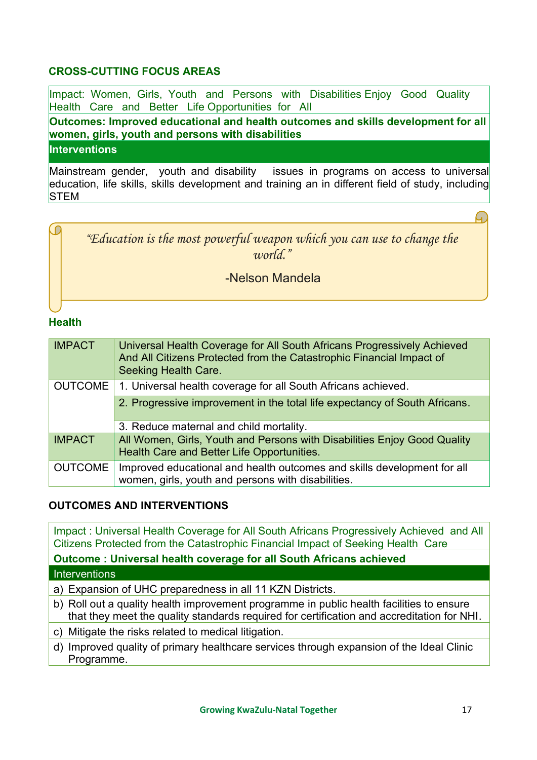## CROSS-CUTTING FOCUS AREAS

| Impact: Women, Girls, Youth and Persons with Disabilities Enjoy Good Quality Health Care and Better Life Opportunities for All |
|---|
| **Outcomes: Improved educational and health outcomes and skills development for all women, girls, youth and persons with disabilities** |
| **Interventions** |
| Mainstream gender, youth and disability issues in programs on access to universal education, life skills, skills development and training an in different field of study, including STEM |

> *"Education is the most powerful weapon which you can use to change the world."*
>
> -Nelson Mandela

### Health

| | |
|---|---|
| IMPACT | Universal Health Coverage for All South Africans Progressively Achieved And All Citizens Protected from the Catastrophic Financial Impact of Seeking Health Care. |
| OUTCOME | 1. Universal health coverage for all South Africans achieved. |
| | 2. Progressive improvement in the total life expectancy of South Africans. |
| | 3. Reduce maternal and child mortality. |
| IMPACT | All Women, Girls, Youth and Persons with Disabilities Enjoy Good Quality Health Care and Better Life Opportunities. |
| OUTCOME | Improved educational and health outcomes and skills development for all women, girls, youth and persons with disabilities. |

## OUTCOMES AND INTERVENTIONS

| Impact : Universal Health Coverage for All South Africans Progressively Achieved and All Citizens Protected from the Catastrophic Financial Impact of Seeking Health Care |
|---|
| **Outcome : Universal health coverage for all South Africans achieved** |
| Interventions |
| a) Expansion of UHC preparedness in all 11 KZN Districts. |
| b) Roll out a quality health improvement programme in public health facilities to ensure that they meet the quality standards required for certification and accreditation for NHI. |
| c) Mitigate the risks related to medical litigation. |
| d) Improved quality of primary healthcare services through expansion of the Ideal Clinic Programme. |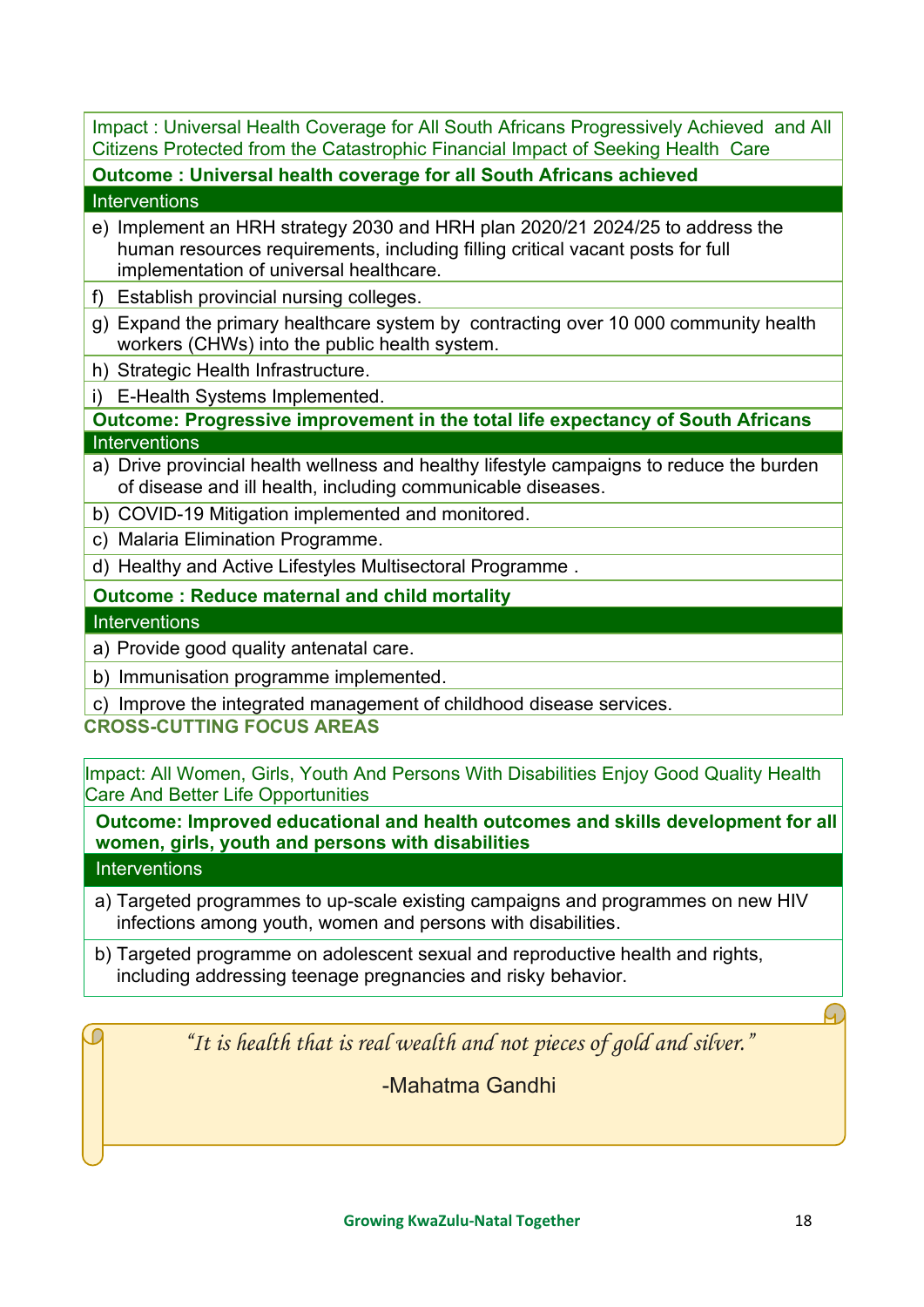Impact : Universal Health Coverage for All South Africans Progressively Achieved and All Citizens Protected from the Catastrophic Financial Impact of Seeking Health Care

**Outcome : Universal health coverage for all South Africans achieved**

Interventions

e) Implement an HRH strategy 2030 and HRH plan 2020/21 2024/25 to address the human resources requirements, including filling critical vacant posts for full implementation of universal healthcare.

f) Establish provincial nursing colleges.

g) Expand the primary healthcare system by contracting over 10 000 community health workers (CHWs) into the public health system.

h) Strategic Health Infrastructure.

i) E-Health Systems Implemented.

**Outcome: Progressive improvement in the total life expectancy of South Africans**

Interventions

a) Drive provincial health wellness and healthy lifestyle campaigns to reduce the burden of disease and ill health, including communicable diseases.

b) COVID-19 Mitigation implemented and monitored.

c) Malaria Elimination Programme.

d) Healthy and Active Lifestyles Multisectoral Programme .

**Outcome : Reduce maternal and child mortality**

Interventions

a) Provide good quality antenatal care.

b) Immunisation programme implemented.

c) Improve the integrated management of childhood disease services.

**CROSS-CUTTING FOCUS AREAS**

Impact: All Women, Girls, Youth And Persons With Disabilities Enjoy Good Quality Health Care And Better Life Opportunities

**Outcome: Improved educational and health outcomes and skills development for all women, girls, youth and persons with disabilities**

Interventions

a) Targeted programmes to up-scale existing campaigns and programmes on new HIV infections among youth, women and persons with disabilities.

b) Targeted programme on adolescent sexual and reproductive health and rights, including addressing teenage pregnancies and risky behavior.

*"It is health that is real wealth and not pieces of gold and silver."*

-Mahatma Gandhi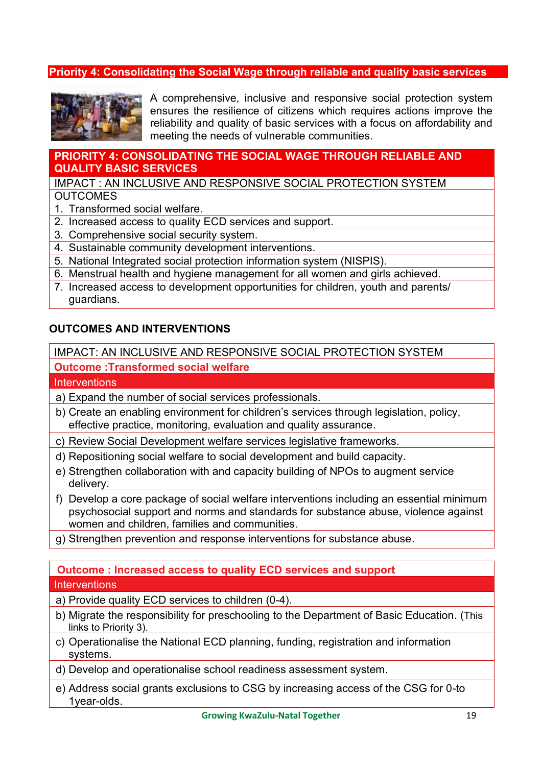## Priority 4: Consolidating the Social Wage through reliable and quality basic services

A comprehensive, inclusive and responsive social protection system ensures the resilience of citizens which requires actions improve the reliability and quality of basic services with a focus on affordability and meeting the needs of vulnerable communities.

| PRIORITY 4: CONSOLIDATING THE SOCIAL WAGE THROUGH RELIABLE AND QUALITY BASIC SERVICES |
|---|
| IMPACT : AN INCLUSIVE AND RESPONSIVE SOCIAL PROTECTION SYSTEM |
| OUTCOMES<br>1. Transformed social welfare. |
| 2. Increased access to quality ECD services and support. |
| 3. Comprehensive social security system. |
| 4. Sustainable community development interventions. |
| 5. National Integrated social protection information system (NISPIS). |
| 6. Menstrual health and hygiene management for all women and girls achieved. |
| 7. Increased access to development opportunities for children, youth and parents/ guardians. |

### OUTCOMES AND INTERVENTIONS

| IMPACT: AN INCLUSIVE AND RESPONSIVE SOCIAL PROTECTION SYSTEM |
|---|
| **Outcome :Transformed social welfare** |
| Interventions |
| a) Expand the number of social services professionals. |
| b) Create an enabling environment for children's services through legislation, policy, effective practice, monitoring, evaluation and quality assurance. |
| c) Review Social Development welfare services legislative frameworks. |
| d) Repositioning social welfare to social development and build capacity. |
| e) Strengthen collaboration with and capacity building of NPOs to augment service delivery. |
| f) Develop a core package of social welfare interventions including an essential minimum psychosocial support and norms and standards for substance abuse, violence against women and children, families and communities. |
| g) Strengthen prevention and response interventions for substance abuse. |

| **Outcome : Increased access to quality ECD services and support** |
|---|
| Interventions |
| a) Provide quality ECD services to children (0-4). |
| b) Migrate the responsibility for preschooling to the Department of Basic Education. (This links to Priority 3). |
| c) Operationalise the National ECD planning, funding, registration and information systems. |
| d) Develop and operationalise school readiness assessment system. |
| e) Address social grants exclusions to CSG by increasing access of the CSG for 0-to 1year-olds. |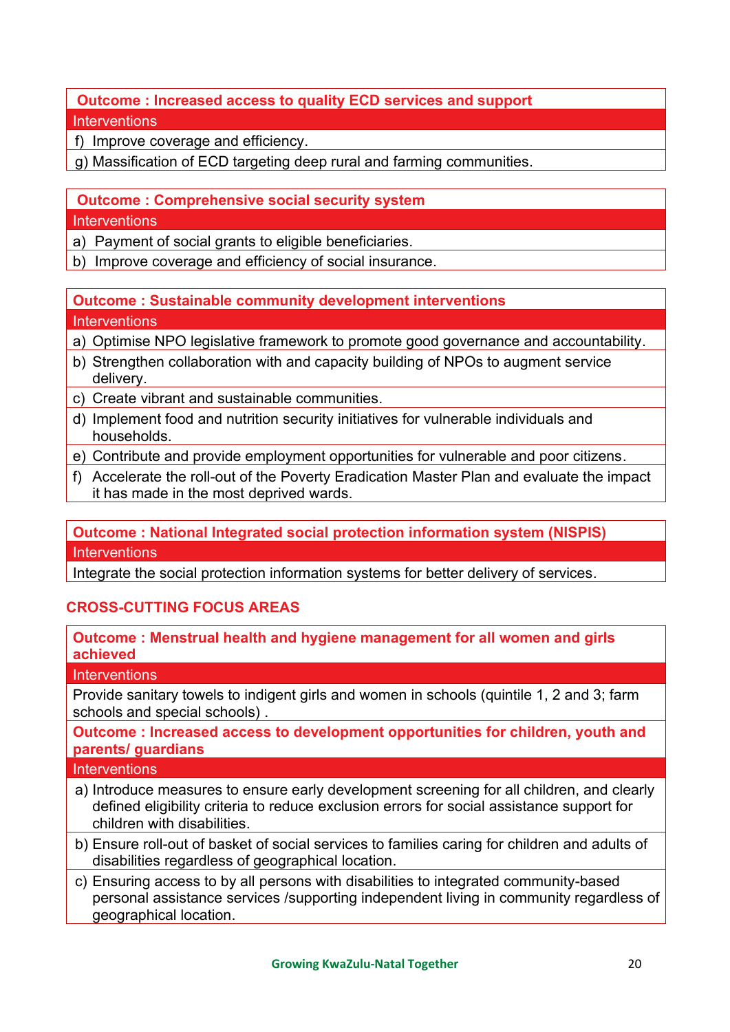| Outcome : Increased access to quality ECD services and support |
| --- |
| Interventions |
| f) Improve coverage and efficiency. |
| g) Massification of ECD targeting deep rural and farming communities. |

| Outcome : Comprehensive social security system |
| --- |
| Interventions |
| a) Payment of social grants to eligible beneficiaries. |
| b) Improve coverage and efficiency of social insurance. |

| Outcome : Sustainable community development interventions |
| --- |
| Interventions |
| a) Optimise NPO legislative framework to promote good governance and accountability. |
| b) Strengthen collaboration with and capacity building of NPOs to augment service delivery. |
| c) Create vibrant and sustainable communities. |
| d) Implement food and nutrition security initiatives for vulnerable individuals and households. |
| e) Contribute and provide employment opportunities for vulnerable and poor citizens. |
| f) Accelerate the roll-out of the Poverty Eradication Master Plan and evaluate the impact it has made in the most deprived wards. |

| Outcome : National Integrated social protection information system (NISPIS) |
| --- |
| Interventions |
| Integrate the social protection information systems for better delivery of services. |

## CROSS-CUTTING FOCUS AREAS

| Outcome : Menstrual health and hygiene management for all women and girls achieved |
| --- |
| Interventions |
| Provide sanitary towels to indigent girls and women in schools (quintile 1, 2 and 3; farm schools and special schools) . |
| **Outcome : Increased access to development opportunities for children, youth and parents/ guardians** |
| Interventions |
| a) Introduce measures to ensure early development screening for all children, and clearly defined eligibility criteria to reduce exclusion errors for social assistance support for children with disabilities. |
| b) Ensure roll-out of basket of social services to families caring for children and adults of disabilities regardless of geographical location. |
| c) Ensuring access to by all persons with disabilities to integrated community-based personal assistance services /supporting independent living in community regardless of geographical location. |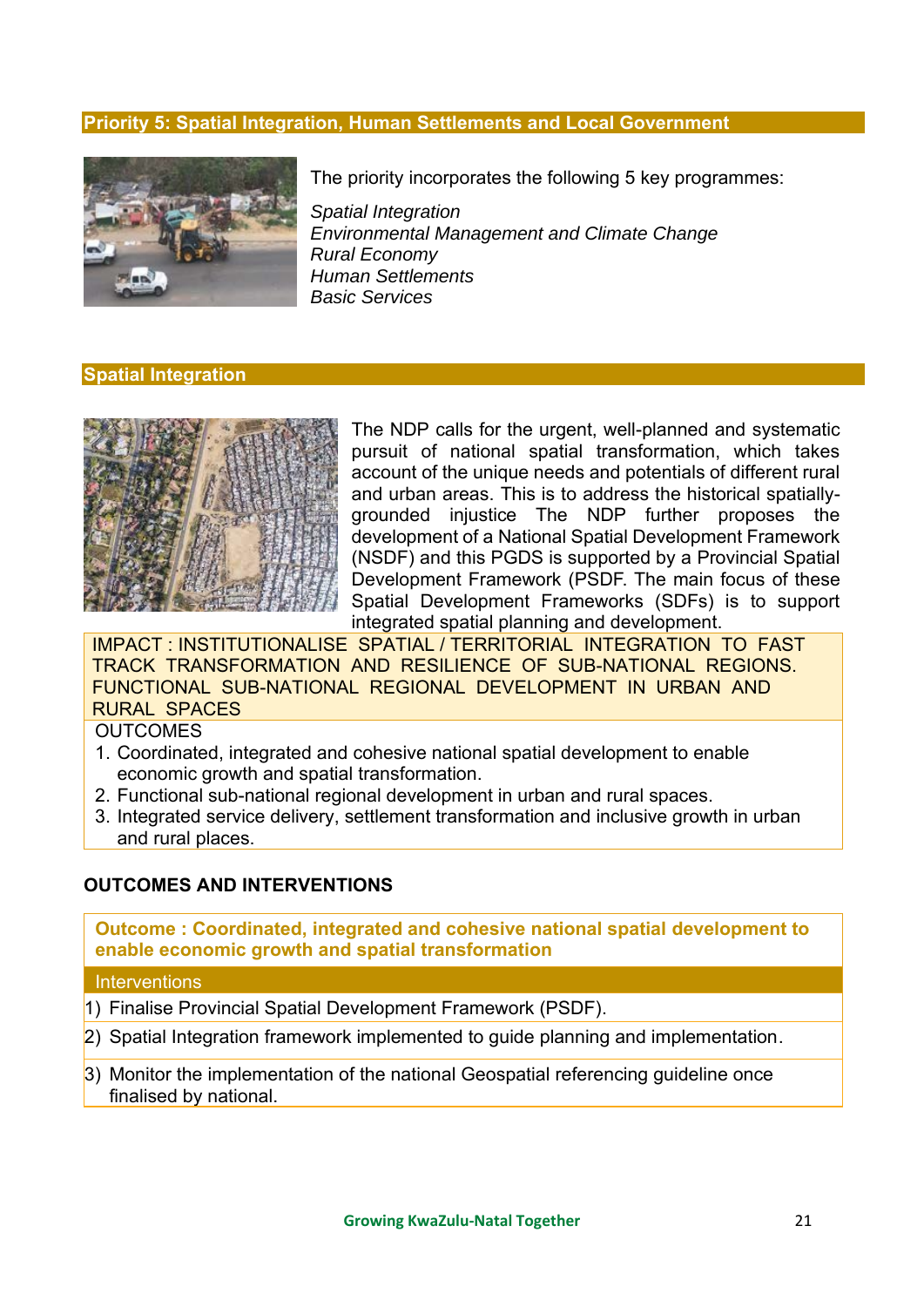## Priority 5: Spatial Integration, Human Settlements and Local Government

The priority incorporates the following 5 key programmes:

*Spatial Integration*
*Environmental Management and Climate Change*
*Rural Economy*
*Human Settlements*
*Basic Services*

## Spatial Integration

The NDP calls for the urgent, well-planned and systematic pursuit of national spatial transformation, which takes account of the unique needs and potentials of different rural and urban areas. This is to address the historical spatially-grounded injustice The NDP further proposes the development of a National Spatial Development Framework (NSDF) and this PGDS is supported by a Provincial Spatial Development Framework (PSDF. The main focus of these Spatial Development Frameworks (SDFs) is to support integrated spatial planning and development.

IMPACT : INSTITUTIONALISE SPATIAL / TERRITORIAL INTEGRATION TO FAST TRACK TRANSFORMATION AND RESILIENCE OF SUB-NATIONAL REGIONS. FUNCTIONAL SUB-NATIONAL REGIONAL DEVELOPMENT IN URBAN AND RURAL SPACES

OUTCOMES

1. Coordinated, integrated and cohesive national spatial development to enable economic growth and spatial transformation.
2. Functional sub-national regional development in urban and rural spaces.
3. Integrated service delivery, settlement transformation and inclusive growth in urban and rural places.

### OUTCOMES AND INTERVENTIONS

**Outcome : Coordinated, integrated and cohesive national spatial development to enable economic growth and spatial transformation**

| Interventions |
|---|
| 1) Finalise Provincial Spatial Development Framework (PSDF). |
| 2) Spatial Integration framework implemented to guide planning and implementation. |
| 3) Monitor the implementation of the national Geospatial referencing guideline once finalised by national. |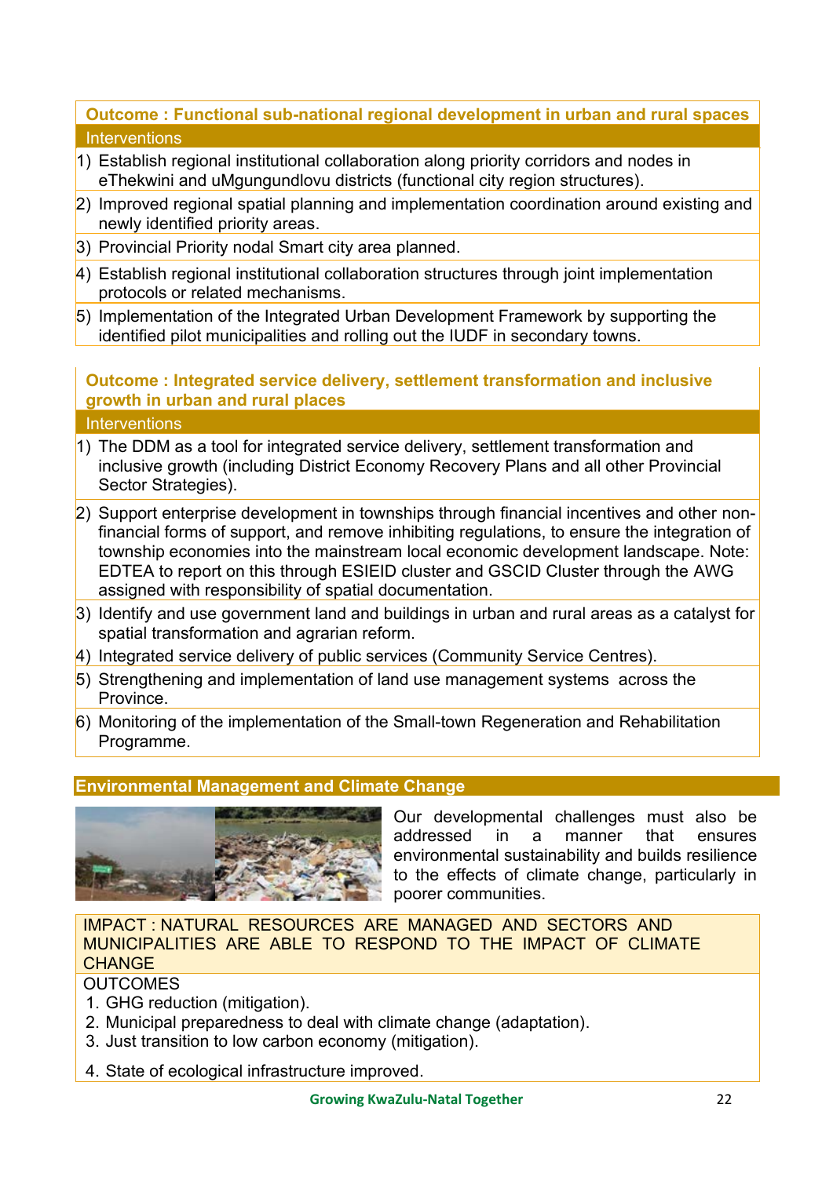| Outcome : Functional sub-national regional development in urban and rural spaces |
|---|
| Interventions |
| 1) Establish regional institutional collaboration along priority corridors and nodes in eThekwini and uMgungundlovu districts (functional city region structures). |
| 2) Improved regional spatial planning and implementation coordination around existing and newly identified priority areas. |
| 3) Provincial Priority nodal Smart city area planned. |
| 4) Establish regional institutional collaboration structures through joint implementation protocols or related mechanisms. |
| 5) Implementation of the Integrated Urban Development Framework by supporting the identified pilot municipalities and rolling out the IUDF in secondary towns. |

| Outcome : Integrated service delivery, settlement transformation and inclusive growth in urban and rural places |
|---|
| Interventions |
| 1) The DDM as a tool for integrated service delivery, settlement transformation and inclusive growth (including District Economy Recovery Plans and all other Provincial Sector Strategies). |
| 2) Support enterprise development in townships through financial incentives and other non-financial forms of support, and remove inhibiting regulations, to ensure the integration of township economies into the mainstream local economic development landscape. Note: EDTEA to report on this through ESIEID cluster and GSCID Cluster through the AWG assigned with responsibility of spatial documentation. |
| 3) Identify and use government land and buildings in urban and rural areas as a catalyst for spatial transformation and agrarian reform. |
| 4) Integrated service delivery of public services (Community Service Centres). |
| 5) Strengthening and implementation of land use management systems across the Province. |
| 6) Monitoring of the implementation of the Small-town Regeneration and Rehabilitation Programme. |

## Environmental Management and Climate Change

Our developmental challenges must also be addressed in a manner that ensures environmental sustainability and builds resilience to the effects of climate change, particularly in poorer communities.

| IMPACT : NATURAL RESOURCES ARE MANAGED AND SECTORS AND MUNICIPALITIES ARE ABLE TO RESPOND TO THE IMPACT OF CLIMATE CHANGE |
|---|
| OUTCOMES<br>1. GHG reduction (mitigation).<br>2. Municipal preparedness to deal with climate change (adaptation).<br>3. Just transition to low carbon economy (mitigation).<br>4. State of ecological infrastructure improved. |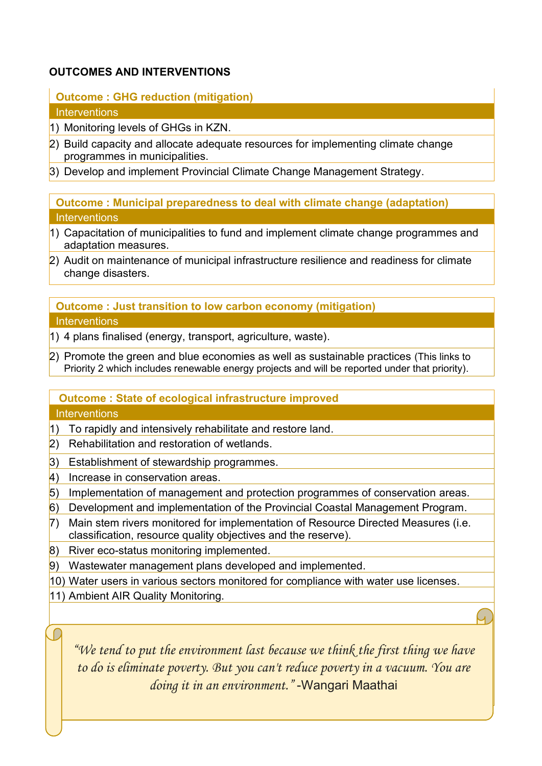## OUTCOMES AND INTERVENTIONS

| Outcome : GHG reduction (mitigation) |
|---|
| Interventions |
| 1) Monitoring levels of GHGs in KZN. |
| 2) Build capacity and allocate adequate resources for implementing climate change programmes in municipalities. |
| 3) Develop and implement Provincial Climate Change Management Strategy. |

| Outcome : Municipal preparedness to deal with climate change (adaptation) |
|---|
| Interventions |
| 1) Capacitation of municipalities to fund and implement climate change programmes and adaptation measures. |
| 2) Audit on maintenance of municipal infrastructure resilience and readiness for climate change disasters. |

| Outcome : Just transition to low carbon economy (mitigation) |
|---|
| Interventions |
| 1) 4 plans finalised (energy, transport, agriculture, waste). |
| 2) Promote the green and blue economies as well as sustainable practices (This links to Priority 2 which includes renewable energy projects and will be reported under that priority). |

| Outcome : State of ecological infrastructure improved |
|---|
| Interventions |
| 1) To rapidly and intensively rehabilitate and restore land. |
| 2) Rehabilitation and restoration of wetlands. |
| 3) Establishment of stewardship programmes. |
| 4) Increase in conservation areas. |
| 5) Implementation of management and protection programmes of conservation areas. |
| 6) Development and implementation of the Provincial Coastal Management Program. |
| 7) Main stem rivers monitored for implementation of Resource Directed Measures (i.e. classification, resource quality objectives and the reserve). |
| 8) River eco-status monitoring implemented. |
| 9) Wastewater management plans developed and implemented. |
| 10) Water users in various sectors monitored for compliance with water use licenses. |
| 11) Ambient AIR Quality Monitoring. |

*"We tend to put the environment last because we think the first thing we have to do is eliminate poverty. But you can't reduce poverty in a vacuum. You are doing it in an environment."* -Wangari Maathai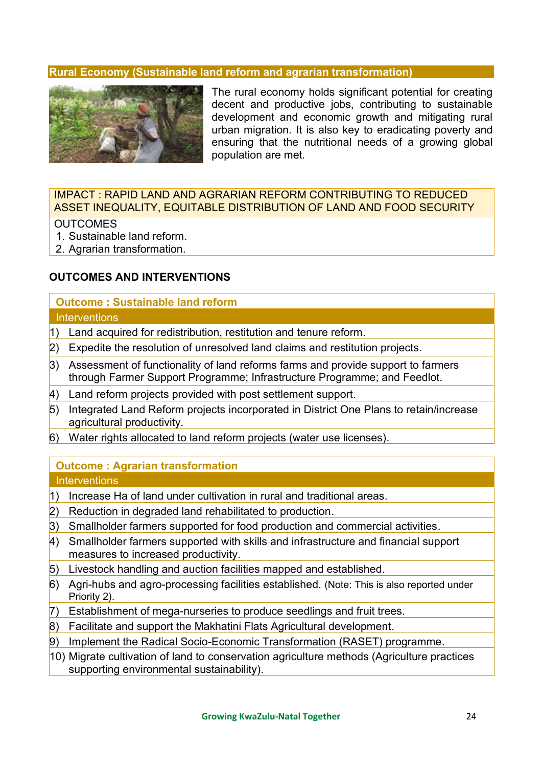## Rural Economy (Sustainable land reform and agrarian transformation)

The rural economy holds significant potential for creating decent and productive jobs, contributing to sustainable development and economic growth and mitigating rural urban migration. It is also key to eradicating poverty and ensuring that the nutritional needs of a growing global population are met.

**IMPACT : RAPID LAND AND AGRARIAN REFORM CONTRIBUTING TO REDUCED ASSET INEQUALITY, EQUITABLE DISTRIBUTION OF LAND AND FOOD SECURITY**

OUTCOMES

1. Sustainable land reform.
2. Agrarian transformation.

### OUTCOMES AND INTERVENTIONS

**Outcome : Sustainable land reform**

Interventions

1) Land acquired for redistribution, restitution and tenure reform.
2) Expedite the resolution of unresolved land claims and restitution projects.
3) Assessment of functionality of land reforms farms and provide support to farmers through Farmer Support Programme; Infrastructure Programme; and Feedlot.
4) Land reform projects provided with post settlement support.
5) Integrated Land Reform projects incorporated in District One Plans to retain/increase agricultural productivity.
6) Water rights allocated to land reform projects (water use licenses).

**Outcome : Agrarian transformation**

Interventions

1) Increase Ha of land under cultivation in rural and traditional areas.
2) Reduction in degraded land rehabilitated to production.
3) Smallholder farmers supported for food production and commercial activities.
4) Smallholder farmers supported with skills and infrastructure and financial support measures to increased productivity.
5) Livestock handling and auction facilities mapped and established.
6) Agri-hubs and agro-processing facilities established. (Note: This is also reported under Priority 2).
7) Establishment of mega-nurseries to produce seedlings and fruit trees.
8) Facilitate and support the Makhatini Flats Agricultural development.
9) Implement the Radical Socio-Economic Transformation (RASET) programme.
10) Migrate cultivation of land to conservation agriculture methods (Agriculture practices supporting environmental sustainability).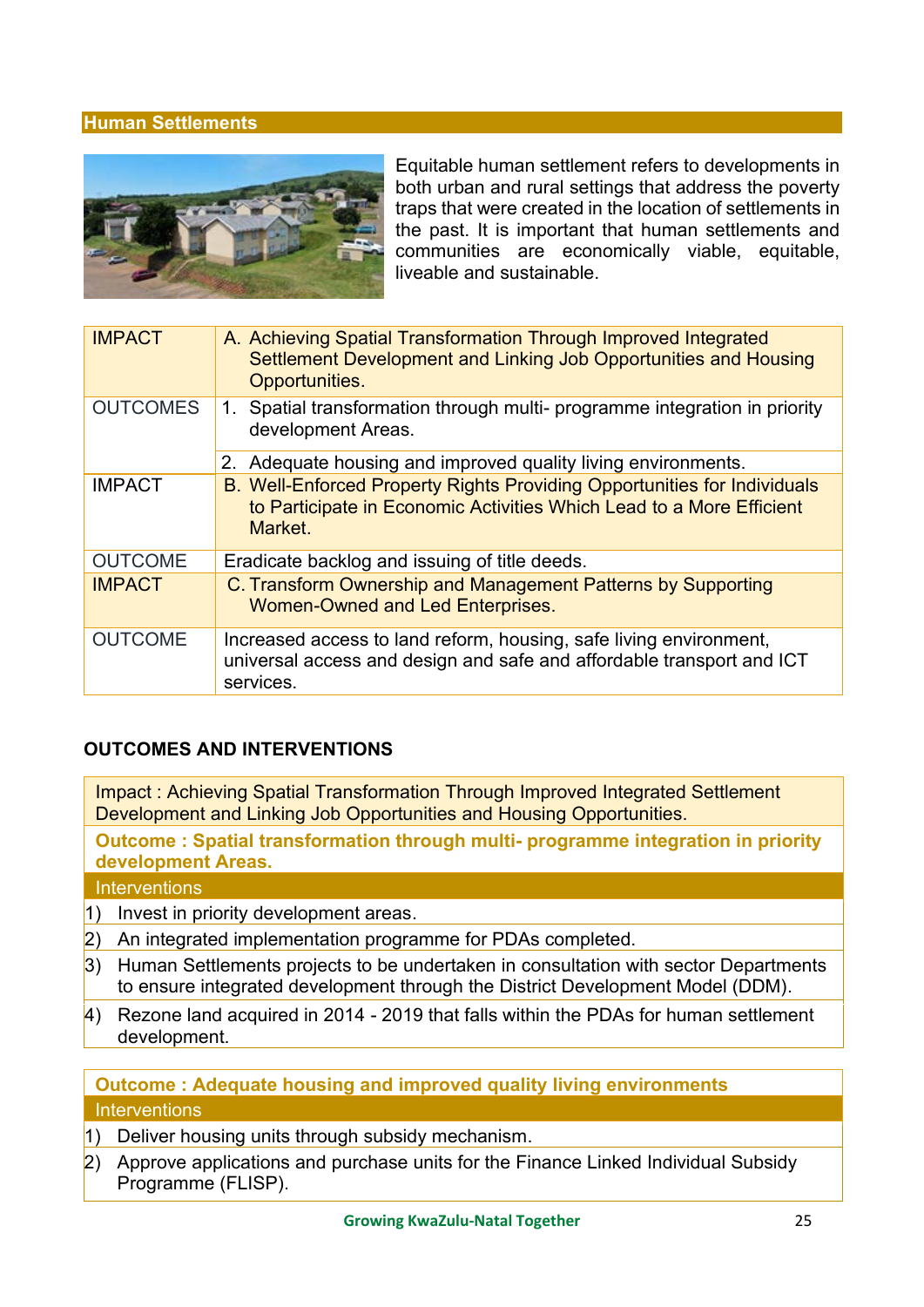## Human Settlements

Equitable human settlement refers to developments in both urban and rural settings that address the poverty traps that were created in the location of settlements in the past. It is important that human settlements and communities are economically viable, equitable, liveable and sustainable.

| | |
|---|---|
| IMPACT | A. Achieving Spatial Transformation Through Improved Integrated Settlement Development and Linking Job Opportunities and Housing Opportunities. |
| OUTCOMES | 1. Spatial transformation through multi- programme integration in priority development Areas. |
| | 2. Adequate housing and improved quality living environments. |
| IMPACT | B. Well-Enforced Property Rights Providing Opportunities for Individuals to Participate in Economic Activities Which Lead to a More Efficient Market. |
| OUTCOME | Eradicate backlog and issuing of title deeds. |
| IMPACT | C. Transform Ownership and Management Patterns by Supporting Women-Owned and Led Enterprises. |
| OUTCOME | Increased access to land reform, housing, safe living environment, universal access and design and safe and affordable transport and ICT services. |

### OUTCOMES AND INTERVENTIONS

Impact : Achieving Spatial Transformation Through Improved Integrated Settlement Development and Linking Job Opportunities and Housing Opportunities.

**Outcome : Spatial transformation through multi- programme integration in priority development Areas.**

Interventions

1) Invest in priority development areas.
2) An integrated implementation programme for PDAs completed.
3) Human Settlements projects to be undertaken in consultation with sector Departments to ensure integrated development through the District Development Model (DDM).
4) Rezone land acquired in 2014 - 2019 that falls within the PDAs for human settlement development.

**Outcome : Adequate housing and improved quality living environments**

Interventions

1) Deliver housing units through subsidy mechanism.
2) Approve applications and purchase units for the Finance Linked Individual Subsidy Programme (FLISP).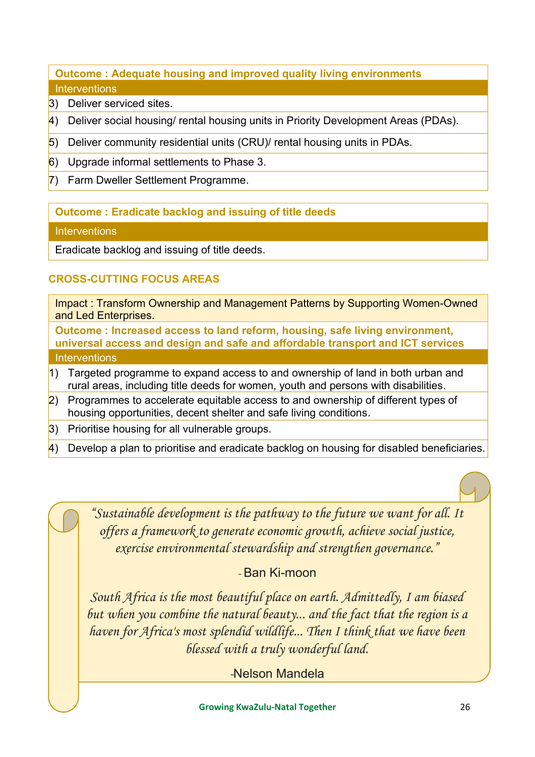| Outcome : Adequate housing and improved quality living environments |
|---|
| Interventions |
| 3) Deliver serviced sites. |
| 4) Deliver social housing/ rental housing units in Priority Development Areas (PDAs). |
| 5) Deliver community residential units (CRU)/ rental housing units in PDAs. |
| 6) Upgrade informal settlements to Phase 3. |
| 7) Farm Dweller Settlement Programme. |

| Outcome : Eradicate backlog and issuing of title deeds |
|---|
| Interventions |
| Eradicate backlog and issuing of title deeds. |

## CROSS-CUTTING FOCUS AREAS

| Impact : Transform Ownership and Management Patterns by Supporting Women-Owned and Led Enterprises. |
|---|
| **Outcome : Increased access to land reform, housing, safe living environment, universal access and design and safe and affordable transport and ICT services** |
| Interventions |
| 1) Targeted programme to expand access to and ownership of land in both urban and rural areas, including title deeds for women, youth and persons with disabilities. |
| 2) Programmes to accelerate equitable access to and ownership of different types of housing opportunities, decent shelter and safe living conditions. |
| 3) Prioritise housing for all vulnerable groups. |
| 4) Develop a plan to prioritise and eradicate backlog on housing for disabled beneficiaries. |

*"Sustainable development is the pathway to the future we want for all. It offers a framework to generate economic growth, achieve social justice, exercise environmental stewardship and strengthen governance."*

\- Ban Ki-moon

*South Africa is the most beautiful place on earth. Admittedly, I am biased but when you combine the natural beauty... and the fact that the region is a haven for Africa's most splendid wildlife... Then I think that we have been blessed with a truly wonderful land.*

-Nelson Mandela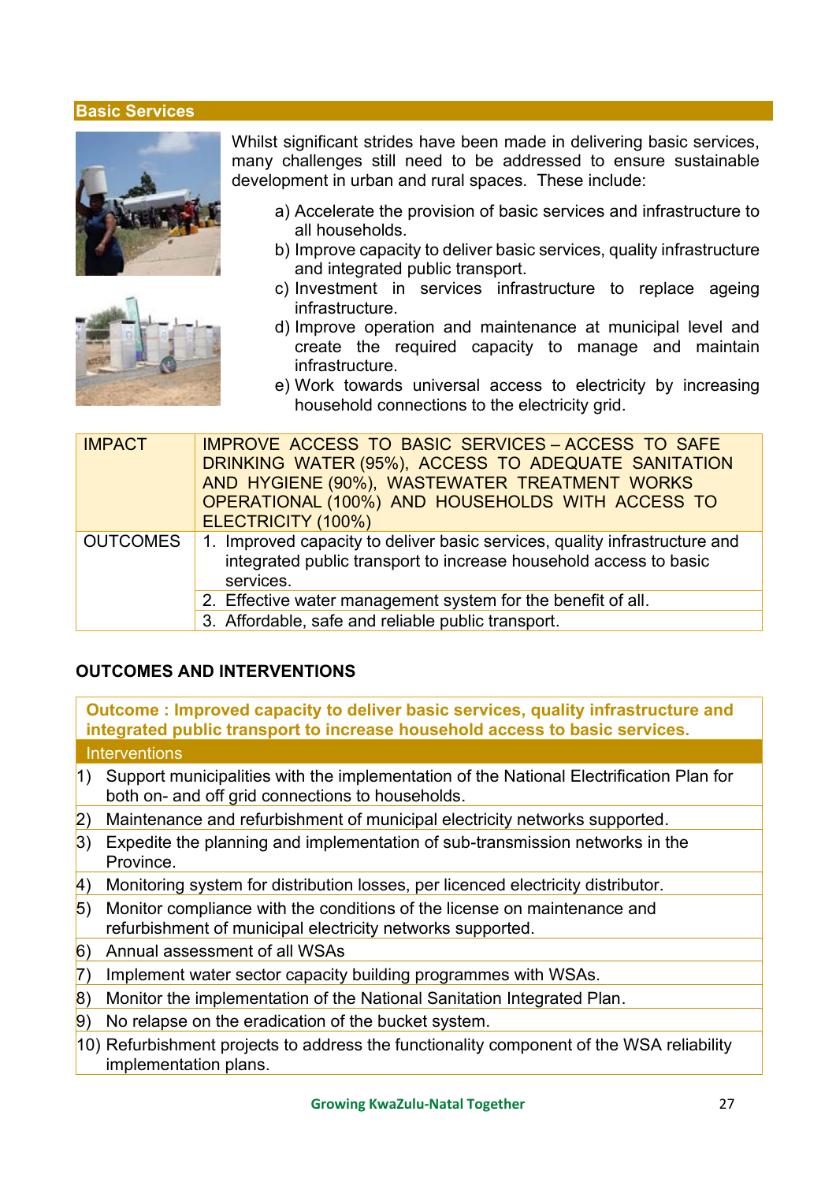## Basic Services

Whilst significant strides have been made in delivering basic services, many challenges still need to be addressed to ensure sustainable development in urban and rural spaces. These include:

a) Accelerate the provision of basic services and infrastructure to all households.
b) Improve capacity to deliver basic services, quality infrastructure and integrated public transport.
c) Investment in services infrastructure to replace ageing infrastructure.
d) Improve operation and maintenance at municipal level and create the required capacity to manage and maintain infrastructure.
e) Work towards universal access to electricity by increasing household connections to the electricity grid.

| IMPACT | IMPROVE ACCESS TO BASIC SERVICES – ACCESS TO SAFE DRINKING WATER (95%), ACCESS TO ADEQUATE SANITATION AND HYGIENE (90%), WASTEWATER TREATMENT WORKS OPERATIONAL (100%) AND HOUSEHOLDS WITH ACCESS TO ELECTRICITY (100%) |
|---|---|
| OUTCOMES | 1. Improved capacity to deliver basic services, quality infrastructure and integrated public transport to increase household access to basic services. |
| | 2. Effective water management system for the benefit of all. |
| | 3. Affordable, safe and reliable public transport. |

### OUTCOMES AND INTERVENTIONS

| Outcome : Improved capacity to deliver basic services, quality infrastructure and integrated public transport to increase household access to basic services. |
|---|
| Interventions |
| 1) Support municipalities with the implementation of the National Electrification Plan for both on- and off grid connections to households. |
| 2) Maintenance and refurbishment of municipal electricity networks supported. |
| 3) Expedite the planning and implementation of sub-transmission networks in the Province. |
| 4) Monitoring system for distribution losses, per licenced electricity distributor. |
| 5) Monitor compliance with the conditions of the license on maintenance and refurbishment of municipal electricity networks supported. |
| 6) Annual assessment of all WSAs |
| 7) Implement water sector capacity building programmes with WSAs. |
| 8) Monitor the implementation of the National Sanitation Integrated Plan. |
| 9) No relapse on the eradication of the bucket system. |
| 10) Refurbishment projects to address the functionality component of the WSA reliability implementation plans. |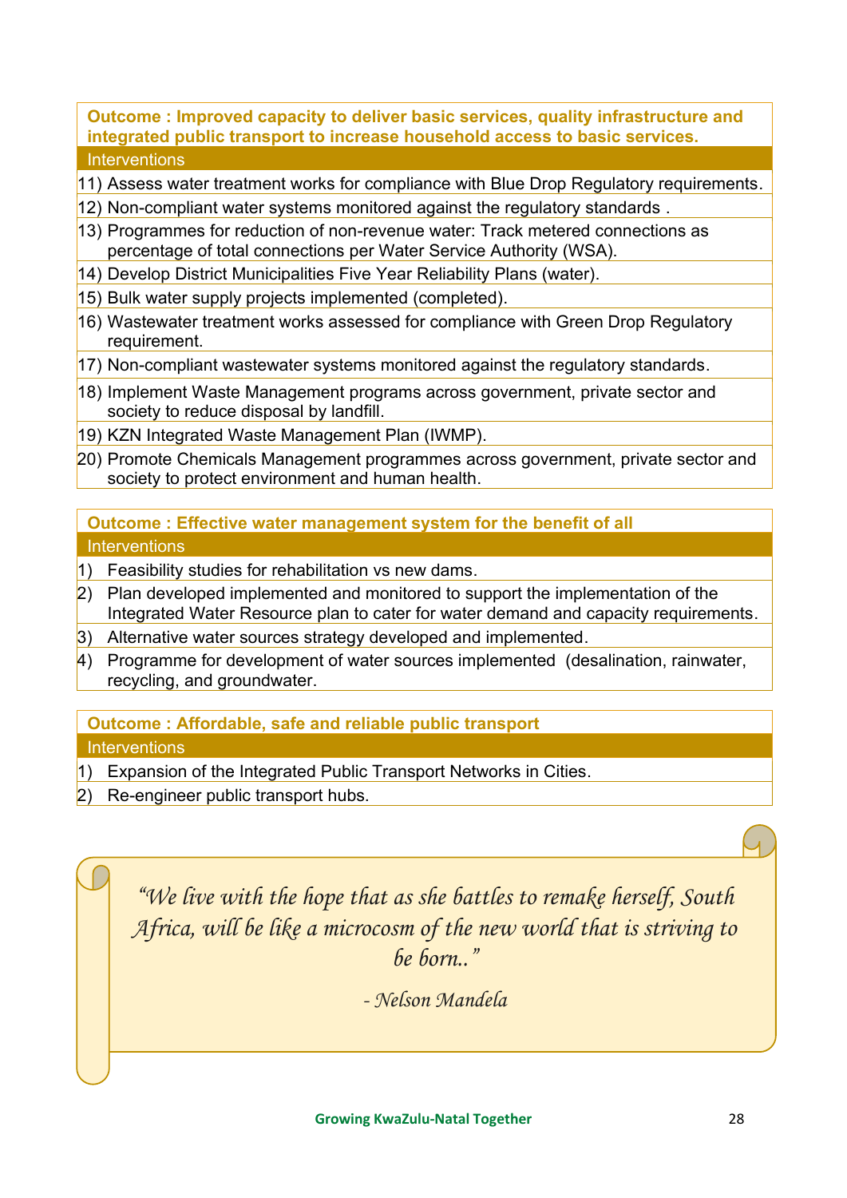| **Outcome : Improved capacity to deliver basic services, quality infrastructure and integrated public transport to increase household access to basic services.** |
|---|
| Interventions |
| 11) Assess water treatment works for compliance with Blue Drop Regulatory requirements. |
| 12) Non-compliant water systems monitored against the regulatory standards . |
| 13) Programmes for reduction of non-revenue water: Track metered connections as percentage of total connections per Water Service Authority (WSA). |
| 14) Develop District Municipalities Five Year Reliability Plans (water). |
| 15) Bulk water supply projects implemented (completed). |
| 16) Wastewater treatment works assessed for compliance with Green Drop Regulatory requirement. |
| 17) Non-compliant wastewater systems monitored against the regulatory standards. |
| 18) Implement Waste Management programs across government, private sector and society to reduce disposal by landfill. |
| 19) KZN Integrated Waste Management Plan (IWMP). |
| 20) Promote Chemicals Management programmes across government, private sector and society to protect environment and human health. |

| **Outcome : Effective water management system for the benefit of all** |
|---|
| Interventions |
| 1) Feasibility studies for rehabilitation vs new dams. |
| 2) Plan developed implemented and monitored to support the implementation of the Integrated Water Resource plan to cater for water demand and capacity requirements. |
| 3) Alternative water sources strategy developed and implemented. |
| 4) Programme for development of water sources implemented (desalination, rainwater, recycling, and groundwater. |

| **Outcome : Affordable, safe and reliable public transport** |
|---|
| Interventions |
| 1) Expansion of the Integrated Public Transport Networks in Cities. |
| 2) Re-engineer public transport hubs. |

*"We live with the hope that as she battles to remake herself, South Africa, will be like a microcosm of the new world that is striving to be born.."*

*- Nelson Mandela*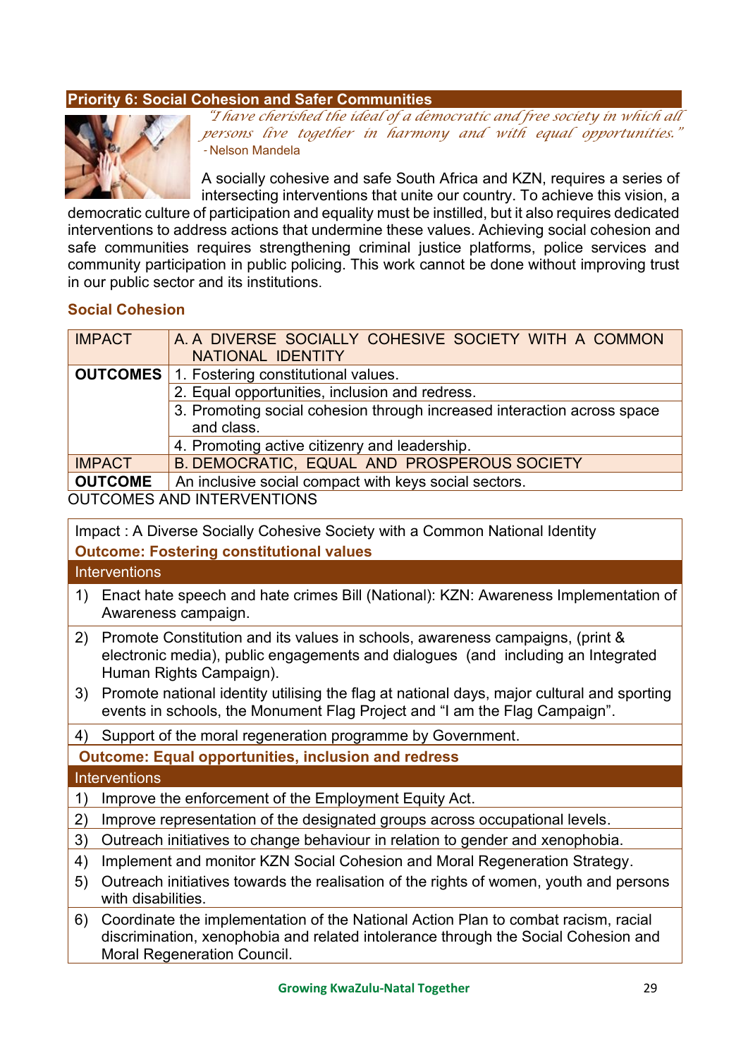## Priority 6: Social Cohesion and Safer Communities

*"I have cherished the ideal of a democratic and free society in which all persons live together in harmony and with equal opportunities."*
- Nelson Mandela

A socially cohesive and safe South Africa and KZN, requires a series of intersecting interventions that unite our country. To achieve this vision, a democratic culture of participation and equality must be instilled, but it also requires dedicated interventions to address actions that undermine these values. Achieving social cohesion and safe communities requires strengthening criminal justice platforms, police services and community participation in public policing. This work cannot be done without improving trust in our public sector and its institutions.

### Social Cohesion

| IMPACT | A. A DIVERSE SOCIALLY COHESIVE SOCIETY WITH A COMMON NATIONAL IDENTITY |
|---|---|
| **OUTCOMES** | 1. Fostering constitutional values. |
| | 2. Equal opportunities, inclusion and redress. |
| | 3. Promoting social cohesion through increased interaction across space and class. |
| | 4. Promoting active citizenry and leadership. |
| IMPACT | B. DEMOCRATIC, EQUAL AND PROSPEROUS SOCIETY |
| **OUTCOME** | An inclusive social compact with keys social sectors. |

OUTCOMES AND INTERVENTIONS

Impact : A Diverse Socially Cohesive Society with a Common National Identity

**Outcome: Fostering constitutional values**

Interventions

1) Enact hate speech and hate crimes Bill (National): KZN: Awareness Implementation of Awareness campaign.
2) Promote Constitution and its values in schools, awareness campaigns, (print & electronic media), public engagements and dialogues (and including an Integrated Human Rights Campaign).
3) Promote national identity utilising the flag at national days, major cultural and sporting events in schools, the Monument Flag Project and "I am the Flag Campaign".
4) Support of the moral regeneration programme by Government.

**Outcome: Equal opportunities, inclusion and redress**

Interventions

1) Improve the enforcement of the Employment Equity Act.
2) Improve representation of the designated groups across occupational levels.
3) Outreach initiatives to change behaviour in relation to gender and xenophobia.
4) Implement and monitor KZN Social Cohesion and Moral Regeneration Strategy.
5) Outreach initiatives towards the realisation of the rights of women, youth and persons with disabilities.
6) Coordinate the implementation of the National Action Plan to combat racism, racial discrimination, xenophobia and related intolerance through the Social Cohesion and Moral Regeneration Council.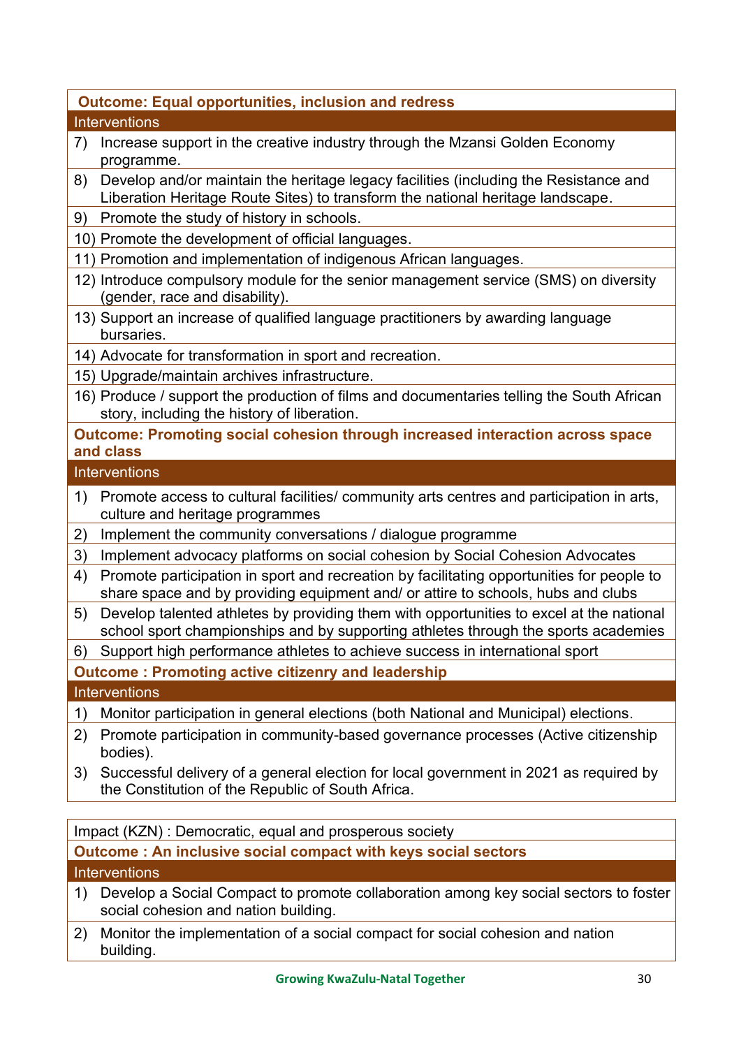| Outcome: Equal opportunities, inclusion and redress |
|---|
| **Interventions** |
| 7) Increase support in the creative industry through the Mzansi Golden Economy programme. |
| 8) Develop and/or maintain the heritage legacy facilities (including the Resistance and Liberation Heritage Route Sites) to transform the national heritage landscape. |
| 9) Promote the study of history in schools. |
| 10) Promote the development of official languages. |
| 11) Promotion and implementation of indigenous African languages. |
| 12) Introduce compulsory module for the senior management service (SMS) on diversity (gender, race and disability). |
| 13) Support an increase of qualified language practitioners by awarding language bursaries. |
| 14) Advocate for transformation in sport and recreation. |
| 15) Upgrade/maintain archives infrastructure. |
| 16) Produce / support the production of films and documentaries telling the South African story, including the history of liberation. |
| **Outcome: Promoting social cohesion through increased interaction across space and class** |
| **Interventions** |
| 1) Promote access to cultural facilities/ community arts centres and participation in arts, culture and heritage programmes |
| 2) Implement the community conversations / dialogue programme |
| 3) Implement advocacy platforms on social cohesion by Social Cohesion Advocates |
| 4) Promote participation in sport and recreation by facilitating opportunities for people to share space and by providing equipment and/ or attire to schools, hubs and clubs |
| 5) Develop talented athletes by providing them with opportunities to excel at the national school sport championships and by supporting athletes through the sports academies |
| 6) Support high performance athletes to achieve success in international sport |
| **Outcome : Promoting active citizenry and leadership** |
| **Interventions** |
| 1) Monitor participation in general elections (both National and Municipal) elections. |
| 2) Promote participation in community-based governance processes (Active citizenship bodies). |
| 3) Successful delivery of a general election for local government in 2021 as required by the Constitution of the Republic of South Africa. |

| Impact (KZN) : Democratic, equal and prosperous society |
|---|
| **Outcome : An inclusive social compact with keys social sectors** |
| **Interventions** |
| 1) Develop a Social Compact to promote collaboration among key social sectors to foster social cohesion and nation building. |
| 2) Monitor the implementation of a social compact for social cohesion and nation building. |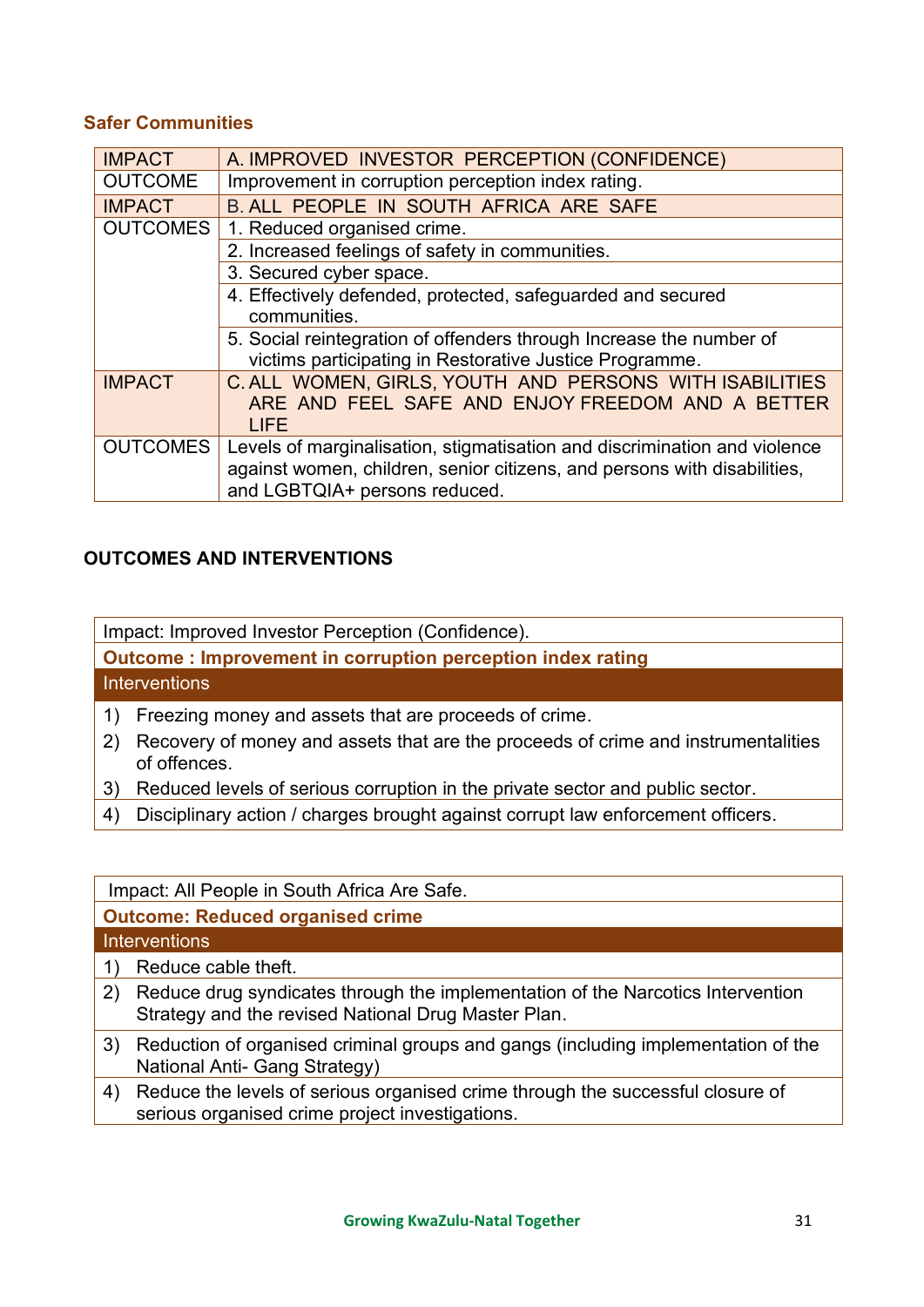### Safer Communities

| IMPACT | A. IMPROVED INVESTOR PERCEPTION (CONFIDENCE) |
|---|---|
| OUTCOME | Improvement in corruption perception index rating. |
| IMPACT | B. ALL PEOPLE IN SOUTH AFRICA ARE SAFE |
| OUTCOMES | 1. Reduced organised crime. |
| | 2. Increased feelings of safety in communities. |
| | 3. Secured cyber space. |
| | 4. Effectively defended, protected, safeguarded and secured communities. |
| | 5. Social reintegration of offenders through Increase the number of victims participating in Restorative Justice Programme. |
| IMPACT | C. ALL WOMEN, GIRLS, YOUTH AND PERSONS WITH ISABILITIES ARE AND FEEL SAFE AND ENJOY FREEDOM AND A BETTER LIFE |
| OUTCOMES | Levels of marginalisation, stigmatisation and discrimination and violence against women, children, senior citizens, and persons with disabilities, and LGBTQIA+ persons reduced. |

### OUTCOMES AND INTERVENTIONS

| Impact: Improved Investor Perception (Confidence). |
|---|
| **Outcome : Improvement in corruption perception index rating** |
| Interventions |
| 1) Freezing money and assets that are proceeds of crime. |
| 2) Recovery of money and assets that are the proceeds of crime and instrumentalities of offences. |
| 3) Reduced levels of serious corruption in the private sector and public sector. |
| 4) Disciplinary action / charges brought against corrupt law enforcement officers. |

| Impact: All People in South Africa Are Safe. |
|---|
| **Outcome: Reduced organised crime** |
| Interventions |
| 1) Reduce cable theft. |
| 2) Reduce drug syndicates through the implementation of the Narcotics Intervention Strategy and the revised National Drug Master Plan. |
| 3) Reduction of organised criminal groups and gangs (including implementation of the National Anti- Gang Strategy) |
| 4) Reduce the levels of serious organised crime through the successful closure of serious organised crime project investigations. |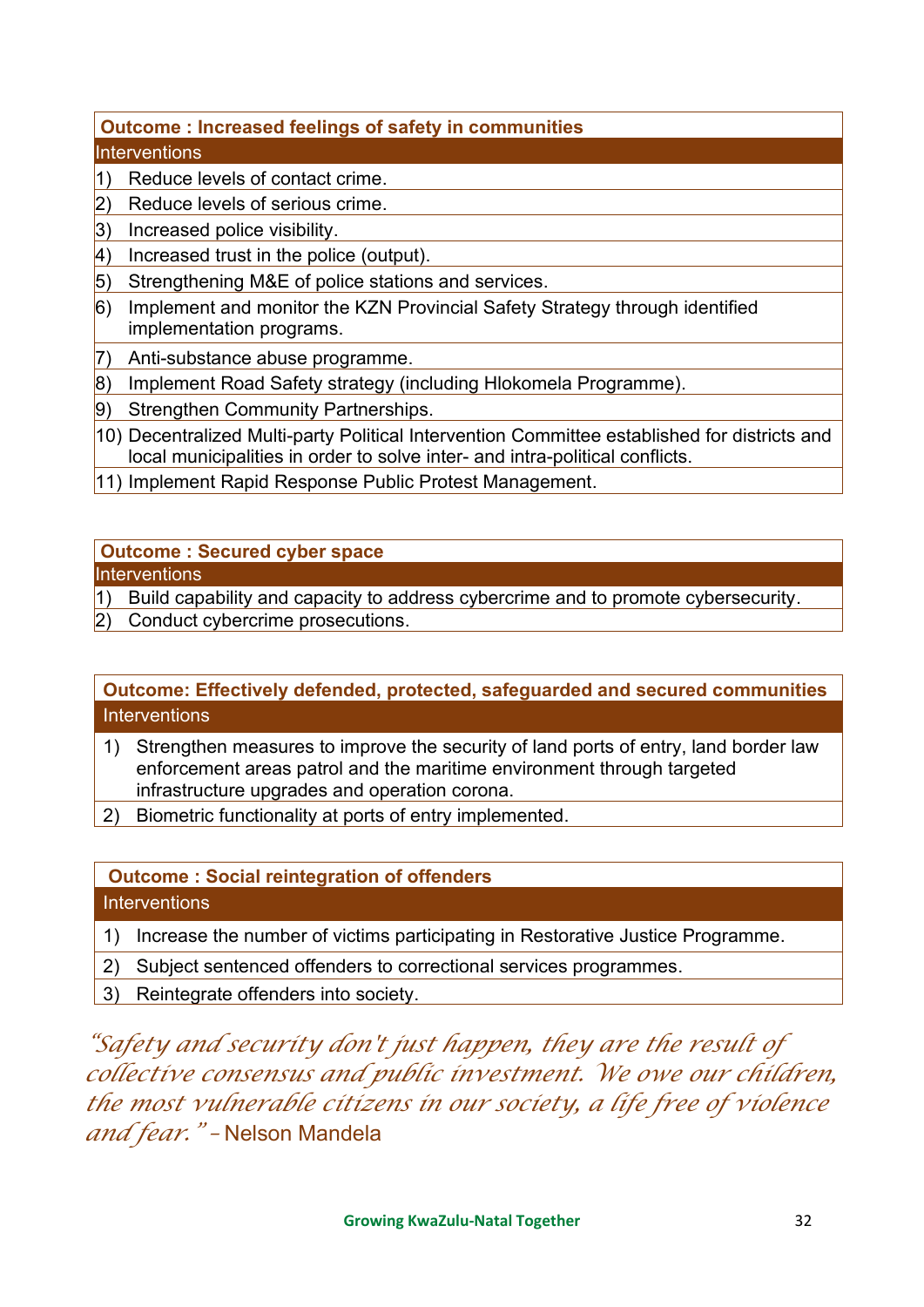| Outcome : Increased feelings of safety in communities |
|---|
| Interventions |
| 1) Reduce levels of contact crime. |
| 2) Reduce levels of serious crime. |
| 3) Increased police visibility. |
| 4) Increased trust in the police (output). |
| 5) Strengthening M&E of police stations and services. |
| 6) Implement and monitor the KZN Provincial Safety Strategy through identified implementation programs. |
| 7) Anti-substance abuse programme. |
| 8) Implement Road Safety strategy (including Hlokomela Programme). |
| 9) Strengthen Community Partnerships. |
| 10) Decentralized Multi-party Political Intervention Committee established for districts and local municipalities in order to solve inter- and intra-political conflicts. |
| 11) Implement Rapid Response Public Protest Management. |

| Outcome : Secured cyber space |
|---|
| Interventions |
| 1) Build capability and capacity to address cybercrime and to promote cybersecurity. |
| 2) Conduct cybercrime prosecutions. |

| Outcome: Effectively defended, protected, safeguarded and secured communities |
|---|
| Interventions |
| 1) Strengthen measures to improve the security of land ports of entry, land border law enforcement areas patrol and the maritime environment through targeted infrastructure upgrades and operation corona. |
| 2) Biometric functionality at ports of entry implemented. |

| Outcome : Social reintegration of offenders |
|---|
| Interventions |
| 1) Increase the number of victims participating in Restorative Justice Programme. |
| 2) Subject sentenced offenders to correctional services programmes. |
| 3) Reintegrate offenders into society. |

*"Safety and security don't just happen, they are the result of collective consensus and public investment. We owe our children, the most vulnerable citizens in our society, a life free of violence and fear."* – Nelson Mandela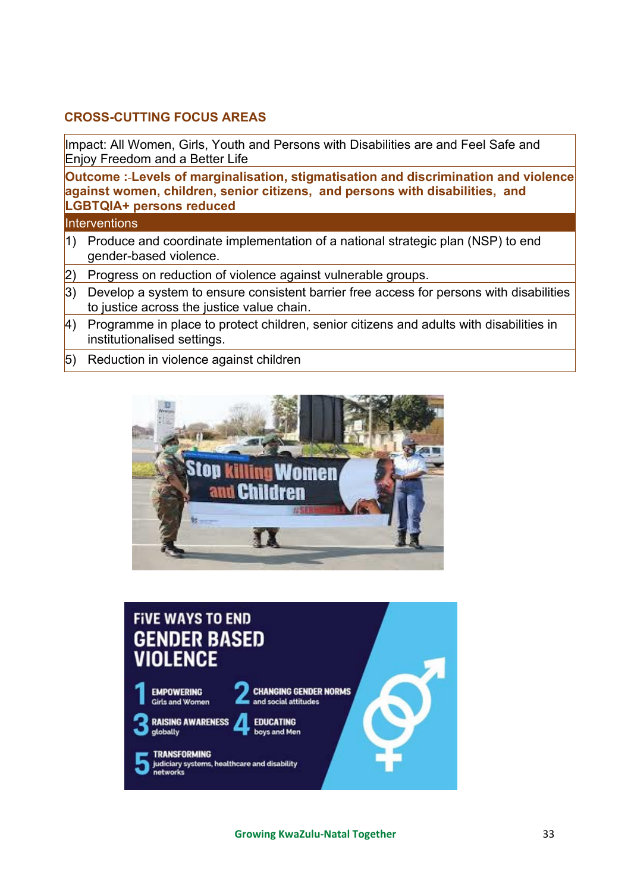## CROSS-CUTTING FOCUS AREAS

| Impact: All Women, Girls, Youth and Persons with Disabilities are and Feel Safe and Enjoy Freedom and a Better Life |
|---|
| **Outcome :-Levels of marginalisation, stigmatisation and discrimination and violence against women, children, senior citizens, and persons with disabilities, and LGBTQIA+ persons reduced** |
| Interventions |
| 1) Produce and coordinate implementation of a national strategic plan (NSP) to end gender-based violence. |
| 2) Progress on reduction of violence against vulnerable groups. |
| 3) Develop a system to ensure consistent barrier free access for persons with disabilities to justice across the justice value chain. |
| 4) Programme in place to protect children, senior citizens and adults with disabilities in institutionalised settings. |
| 5) Reduction in violence against children |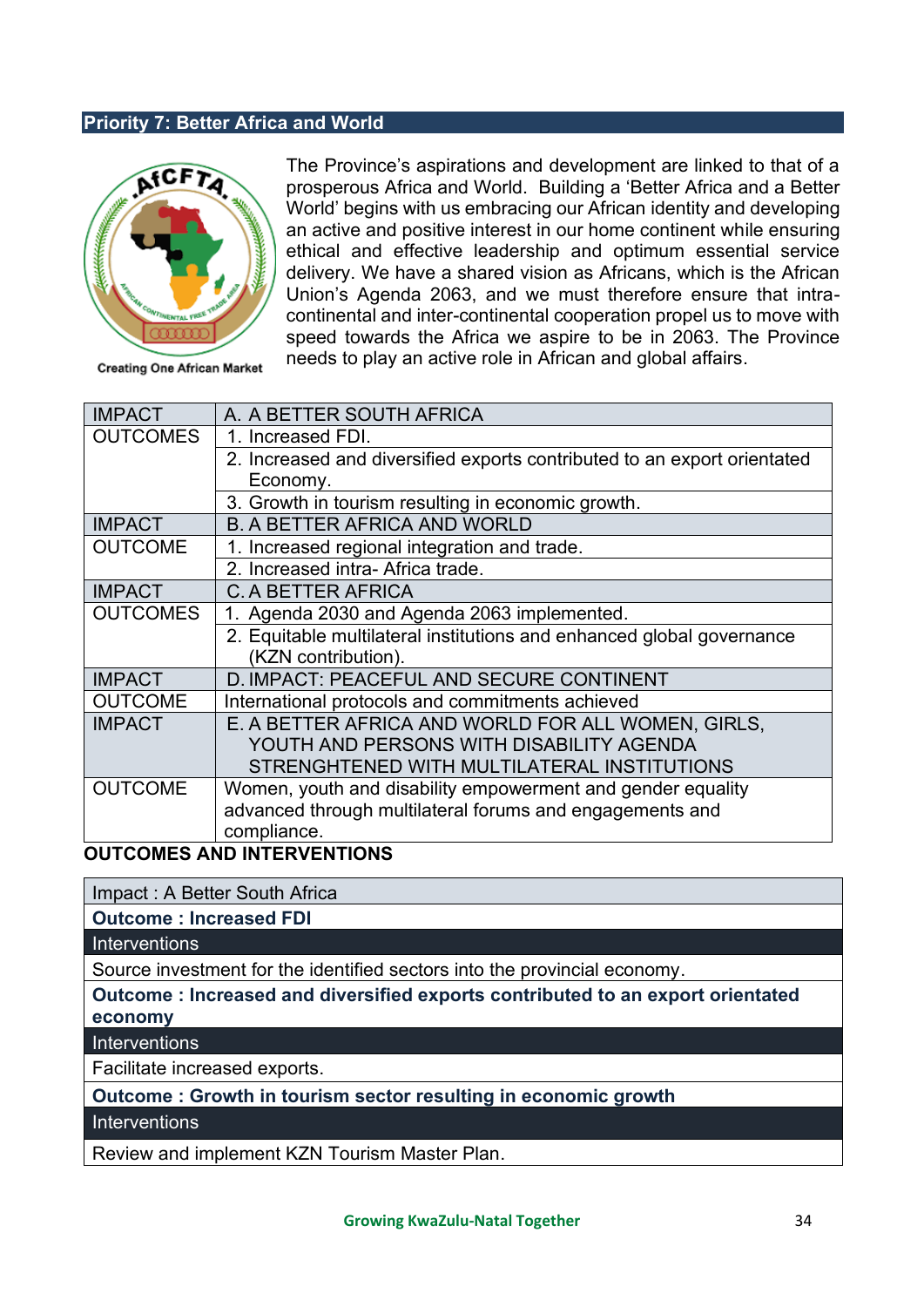## Priority 7: Better Africa and World

Creating One African Market

The Province's aspirations and development are linked to that of a prosperous Africa and World. Building a 'Better Africa and a Better World' begins with us embracing our African identity and developing an active and positive interest in our home continent while ensuring ethical and effective leadership and optimum essential service delivery. We have a shared vision as Africans, which is the African Union's Agenda 2063, and we must therefore ensure that intra-continental and inter-continental cooperation propel us to move with speed towards the Africa we aspire to be in 2063. The Province needs to play an active role in African and global affairs.

| IMPACT | A. A BETTER SOUTH AFRICA |
|---|---|
| OUTCOMES | 1. Increased FDI. |
| | 2. Increased and diversified exports contributed to an export orientated Economy. |
| | 3. Growth in tourism resulting in economic growth. |
| IMPACT | B. A BETTER AFRICA AND WORLD |
| OUTCOME | 1. Increased regional integration and trade. |
| | 2. Increased intra- Africa trade. |
| IMPACT | C. A BETTER AFRICA |
| OUTCOMES | 1. Agenda 2030 and Agenda 2063 implemented. |
| | 2. Equitable multilateral institutions and enhanced global governance (KZN contribution). |
| IMPACT | D. IMPACT: PEACEFUL AND SECURE CONTINENT |
| OUTCOME | International protocols and commitments achieved |
| IMPACT | E. A BETTER AFRICA AND WORLD FOR ALL WOMEN, GIRLS, YOUTH AND PERSONS WITH DISABILITY AGENDA STRENGHTENED WITH MULTILATERAL INSTITUTIONS |
| OUTCOME | Women, youth and disability empowerment and gender equality advanced through multilateral forums and engagements and compliance. |

**OUTCOMES AND INTERVENTIONS**

| Impact : A Better South Africa |
|---|
| **Outcome : Increased FDI** |
| Interventions |
| Source investment for the identified sectors into the provincial economy. |
| **Outcome : Increased and diversified exports contributed to an export orientated economy** |
| Interventions |
| Facilitate increased exports. |
| **Outcome : Growth in tourism sector resulting in economic growth** |
| Interventions |
| Review and implement KZN Tourism Master Plan. |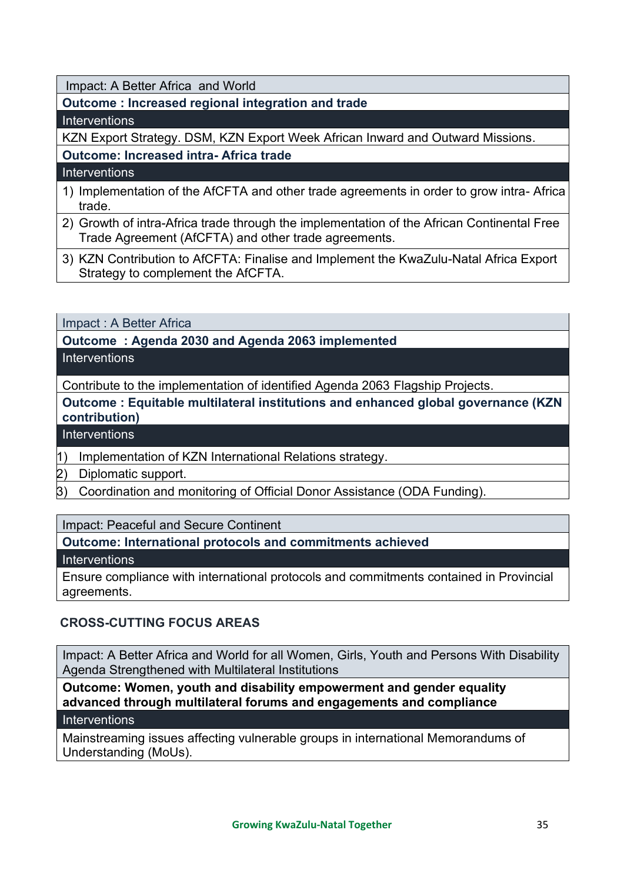| Impact: A Better Africa and World |
|---|
| **Outcome : Increased regional integration and trade** |
| Interventions |
| KZN Export Strategy. DSM, KZN Export Week African Inward and Outward Missions. |
| **Outcome: Increased intra- Africa trade** |
| Interventions |
| 1) Implementation of the AfCFTA and other trade agreements in order to grow intra- Africa trade. |
| 2) Growth of intra-Africa trade through the implementation of the African Continental Free Trade Agreement (AfCFTA) and other trade agreements. |
| 3) KZN Contribution to AfCFTA: Finalise and Implement the KwaZulu-Natal Africa Export Strategy to complement the AfCFTA. |

| Impact : A Better Africa |
|---|
| **Outcome : Agenda 2030 and Agenda 2063 implemented** |
| Interventions |
| Contribute to the implementation of identified Agenda 2063 Flagship Projects. |
| **Outcome : Equitable multilateral institutions and enhanced global governance (KZN contribution)** |
| Interventions |
| 1) Implementation of KZN International Relations strategy. |
| 2) Diplomatic support. |
| 3) Coordination and monitoring of Official Donor Assistance (ODA Funding). |

| Impact: Peaceful and Secure Continent |
|---|
| **Outcome: International protocols and commitments achieved** |
| Interventions |
| Ensure compliance with international protocols and commitments contained in Provincial agreements. |

**CROSS-CUTTING FOCUS AREAS**

| Impact: A Better Africa and World for all Women, Girls, Youth and Persons With Disability Agenda Strengthened with Multilateral Institutions |
|---|
| **Outcome: Women, youth and disability empowerment and gender equality advanced through multilateral forums and engagements and compliance** |
| Interventions |
| Mainstreaming issues affecting vulnerable groups in international Memorandums of Understanding (MoUs). |